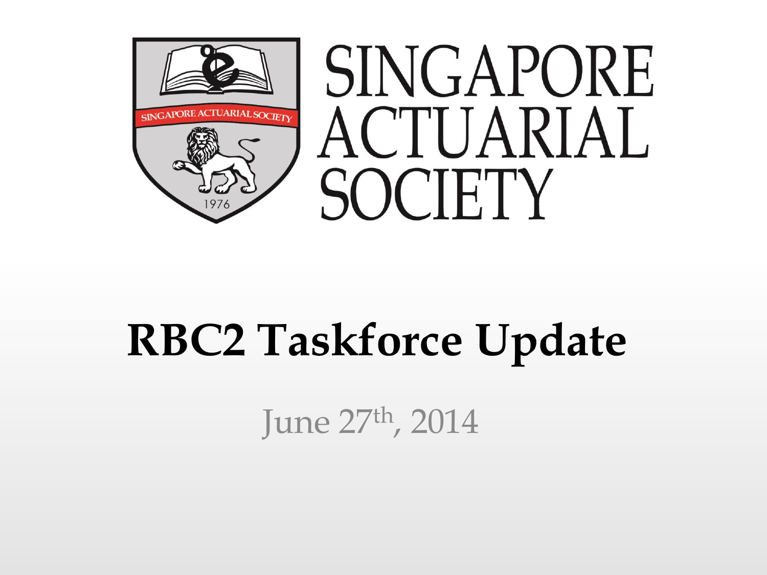SINGAPORE ACTUARIAL SOCIETY

# RBC2 Taskforce Update

June 27th, 2014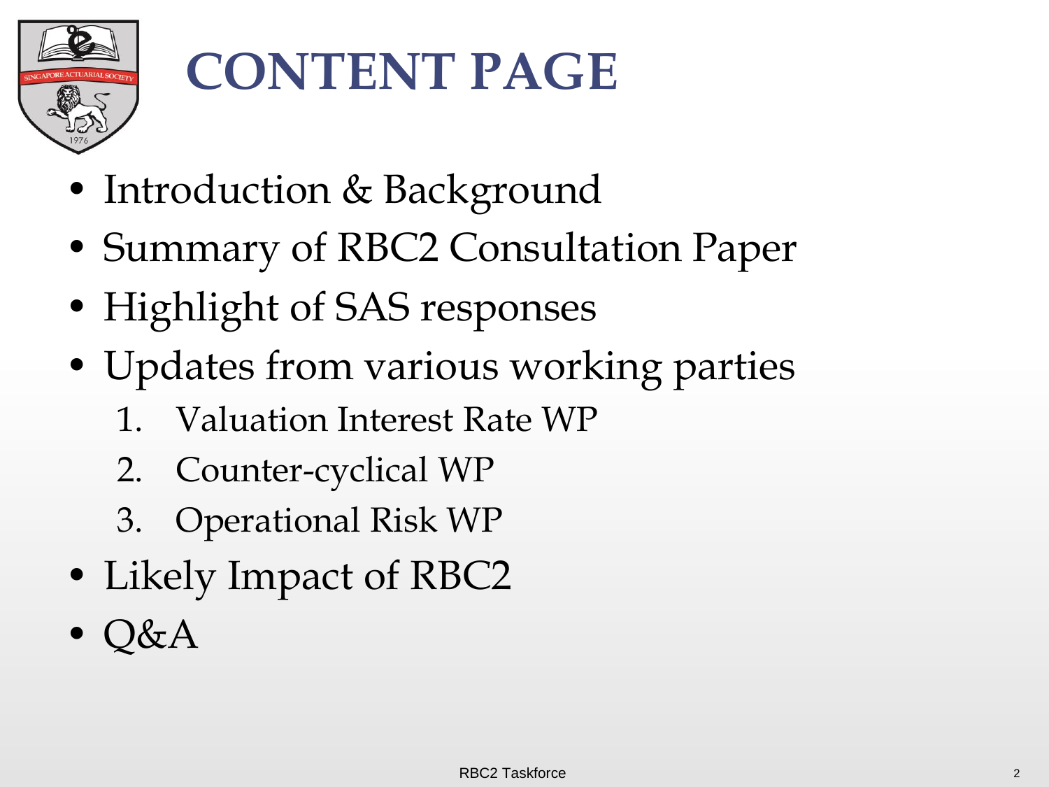# CONTENT PAGE

- Introduction & Background
- Summary of RBC2 Consultation Paper
- Highlight of SAS responses
- Updates from various working parties
    1. Valuation Interest Rate WP
    2. Counter-cyclical WP
    3. Operational Risk WP
- Likely Impact of RBC2
- Q&A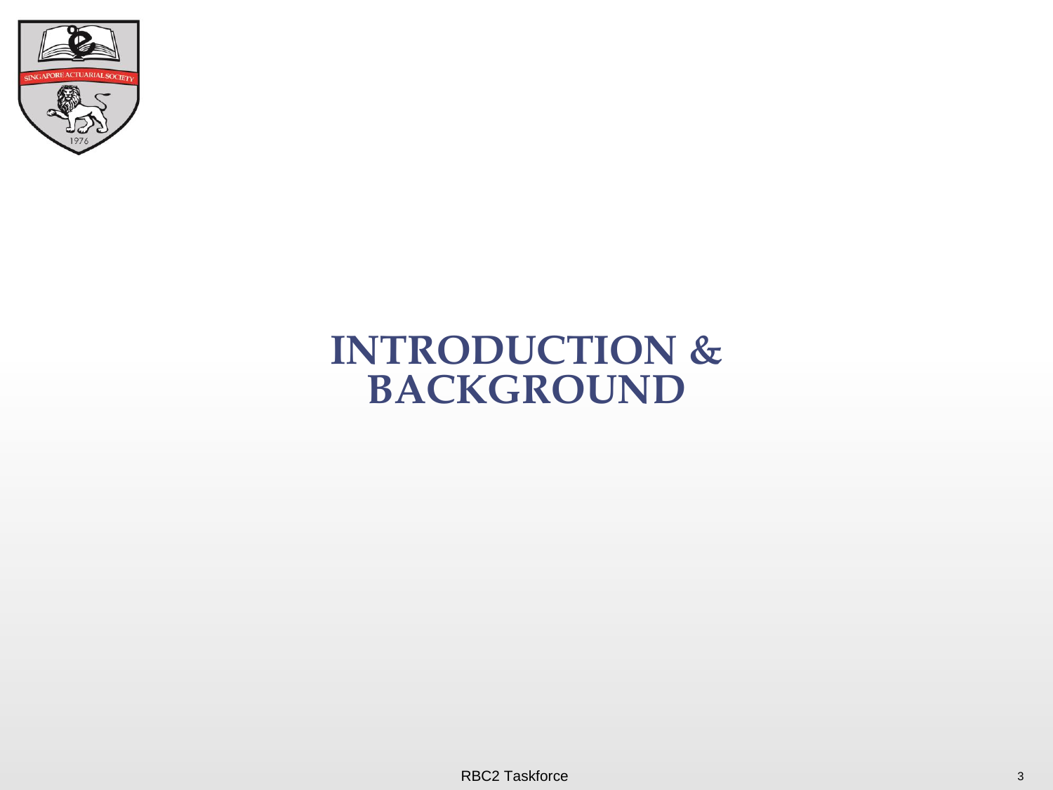# INTRODUCTION & BACKGROUND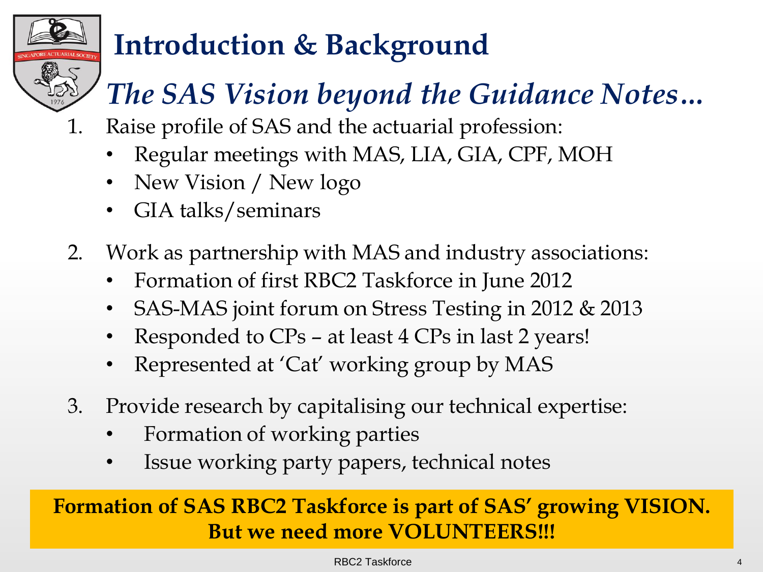# Introduction & Background

## *The SAS Vision beyond the Guidance Notes…*

1. Raise profile of SAS and the actuarial profession:
   - Regular meetings with MAS, LIA, GIA, CPF, MOH
   - New Vision / New logo
   - GIA talks/seminars

2. Work as partnership with MAS and industry associations:
   - Formation of first RBC2 Taskforce in June 2012
   - SAS-MAS joint forum on Stress Testing in 2012 & 2013
   - Responded to CPs – at least 4 CPs in last 2 years!
   - Represented at 'Cat' working group by MAS

3. Provide research by capitalising our technical expertise:
   - Formation of working parties
   - Issue working party papers, technical notes

**Formation of SAS RBC2 Taskforce is part of SAS' growing VISION.**
**But we need more VOLUNTEERS!!!**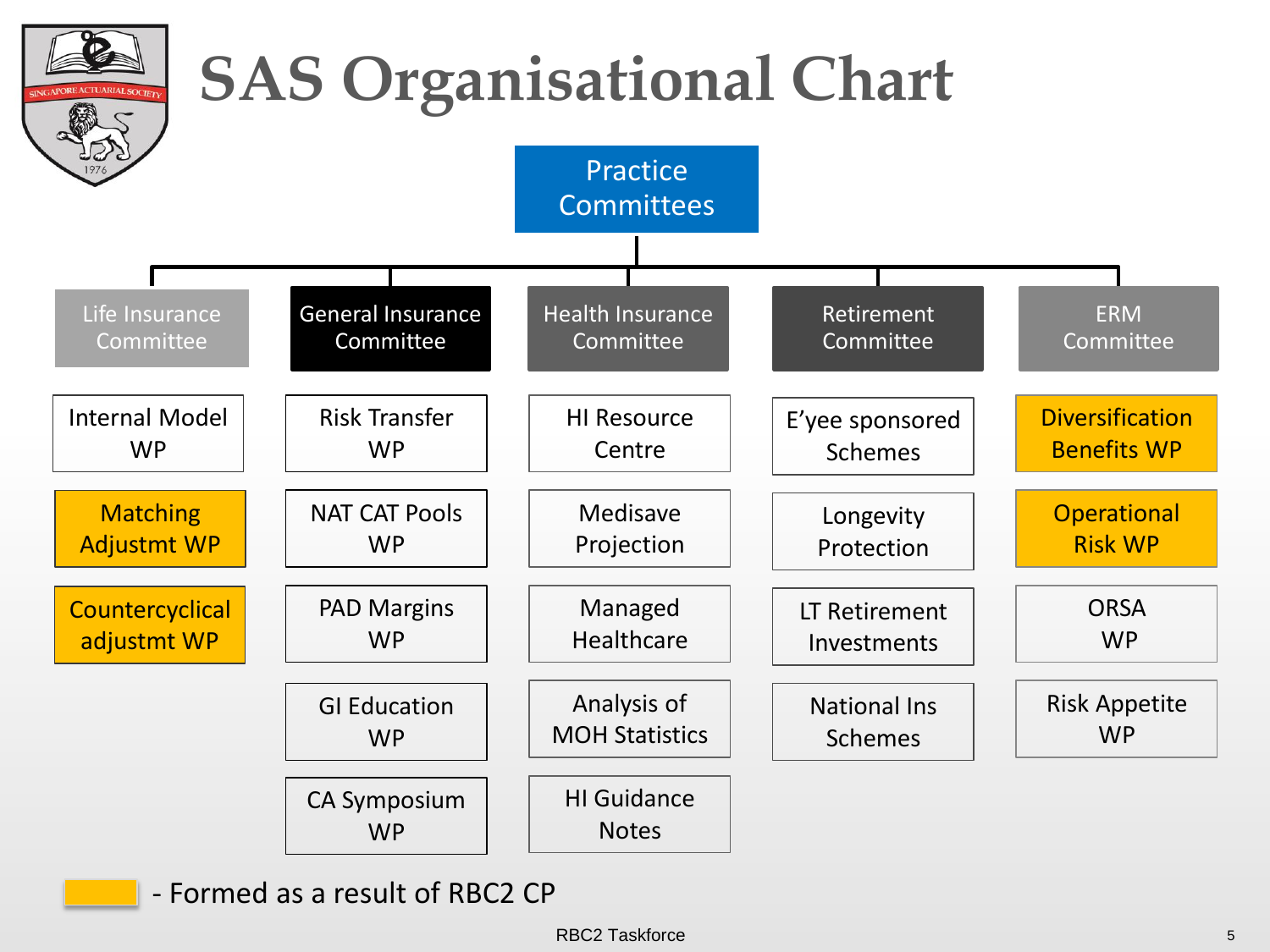# SAS Organisational Chart

Practice Committees

Life Insurance Committee

- Internal Model WP
- Matching Adjustmt WP
- Countercyclical adjustmt WP

General Insurance Committee

- Risk Transfer WP
- NAT CAT Pools WP
- PAD Margins WP
- GI Education WP
- CA Symposium WP

Health Insurance Committee

- HI Resource Centre
- Medisave Projection
- Managed Healthcare
- Analysis of MOH Statistics
- HI Guidance Notes

Retirement Committee

- E'yee sponsored Schemes
- Longevity Protection
- LT Retirement Investments
- National Ins Schemes

ERM Committee

- Diversification Benefits WP
- Operational Risk WP
- ORSA WP
- Risk Appetite WP

- Formed as a result of RBC2 CP (highlighted: Matching Adjustmt WP, Countercyclical adjustmt WP, Diversification Benefits WP, Operational Risk WP)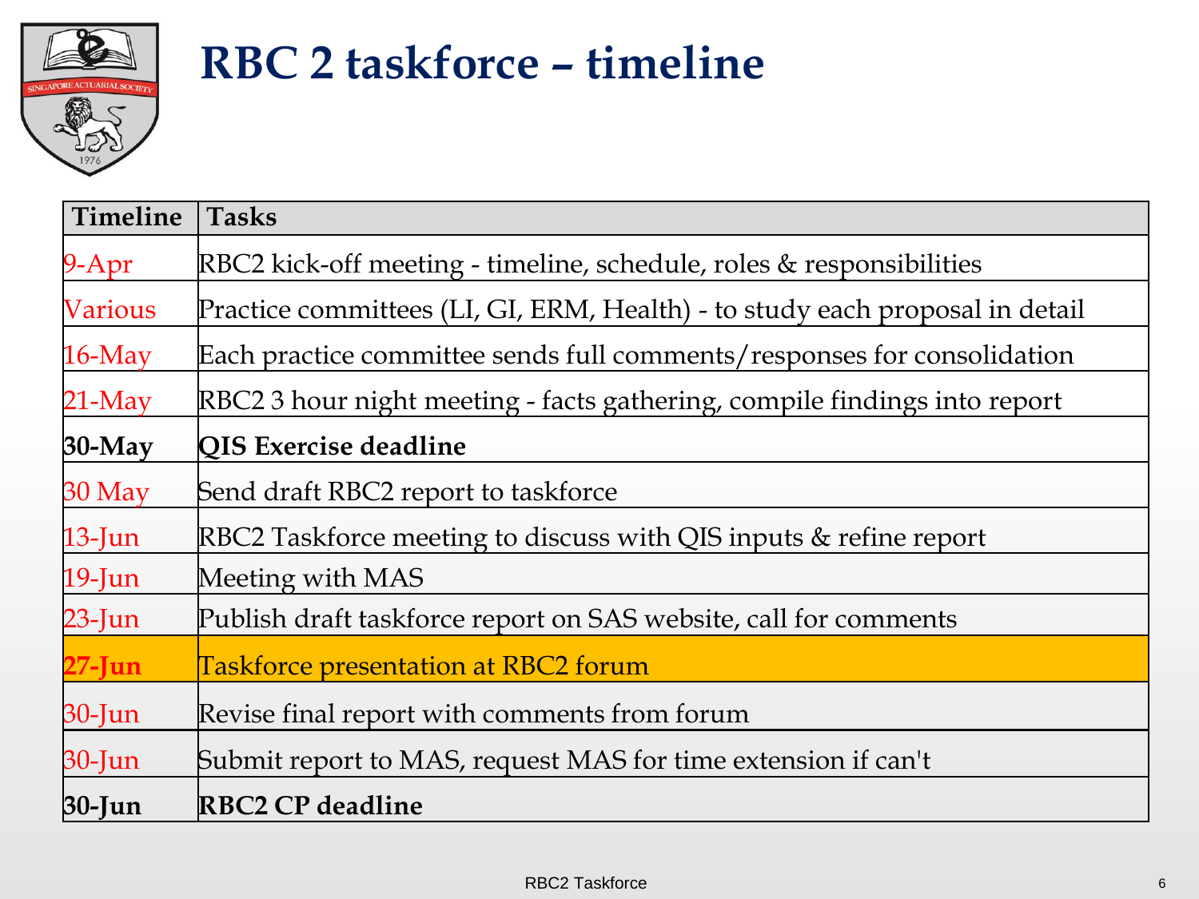# RBC 2 taskforce – timeline

| Timeline | Tasks |
|---|---|
| 9-Apr | RBC2 kick-off meeting - timeline, schedule, roles & responsibilities |
| Various | Practice committees (LI, GI, ERM, Health) - to study each proposal in detail |
| 16-May | Each practice committee sends full comments/responses for consolidation |
| 21-May | RBC2 3 hour night meeting - facts gathering, compile findings into report |
| **30-May** | **QIS Exercise deadline** |
| 30 May | Send draft RBC2 report to taskforce |
| 13-Jun | RBC2 Taskforce meeting to discuss with QIS inputs & refine report |
| 19-Jun | Meeting with MAS |
| 23-Jun | Publish draft taskforce report on SAS website, call for comments |
| **27-Jun** | Taskforce presentation at RBC2 forum |
| 30-Jun | Revise final report with comments from forum |
| 30-Jun | Submit report to MAS, request MAS for time extension if can't |
| **30-Jun** | **RBC2 CP deadline** |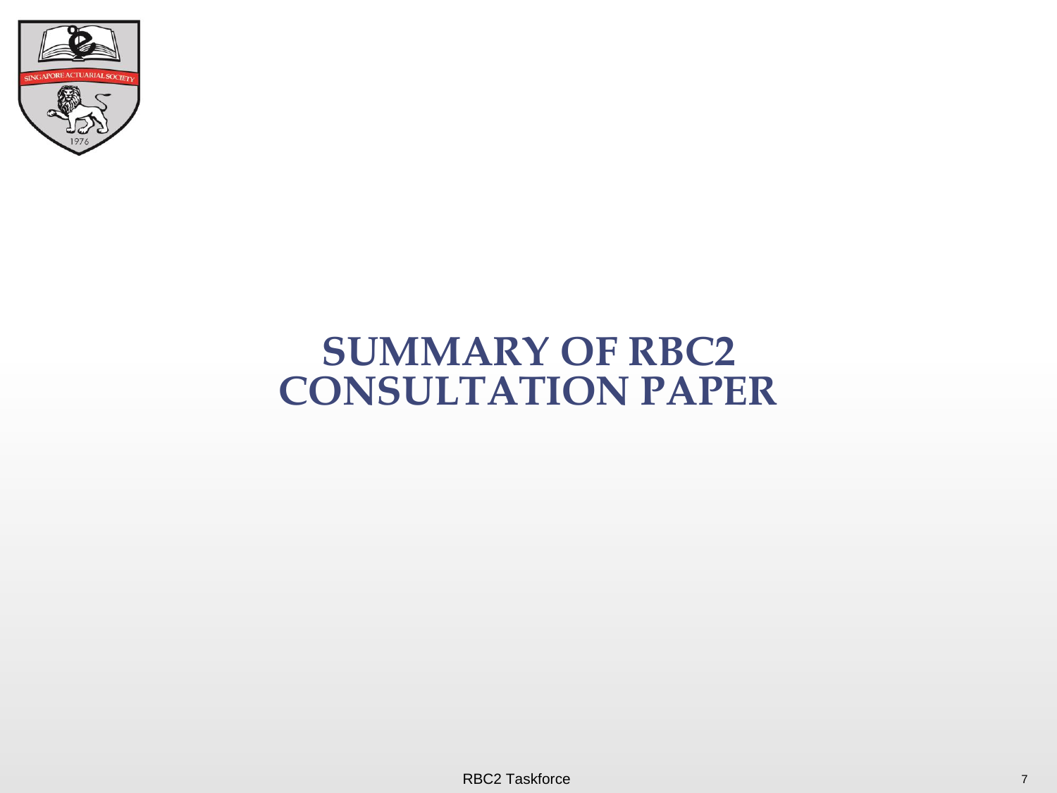# SUMMARY OF RBC2 CONSULTATION PAPER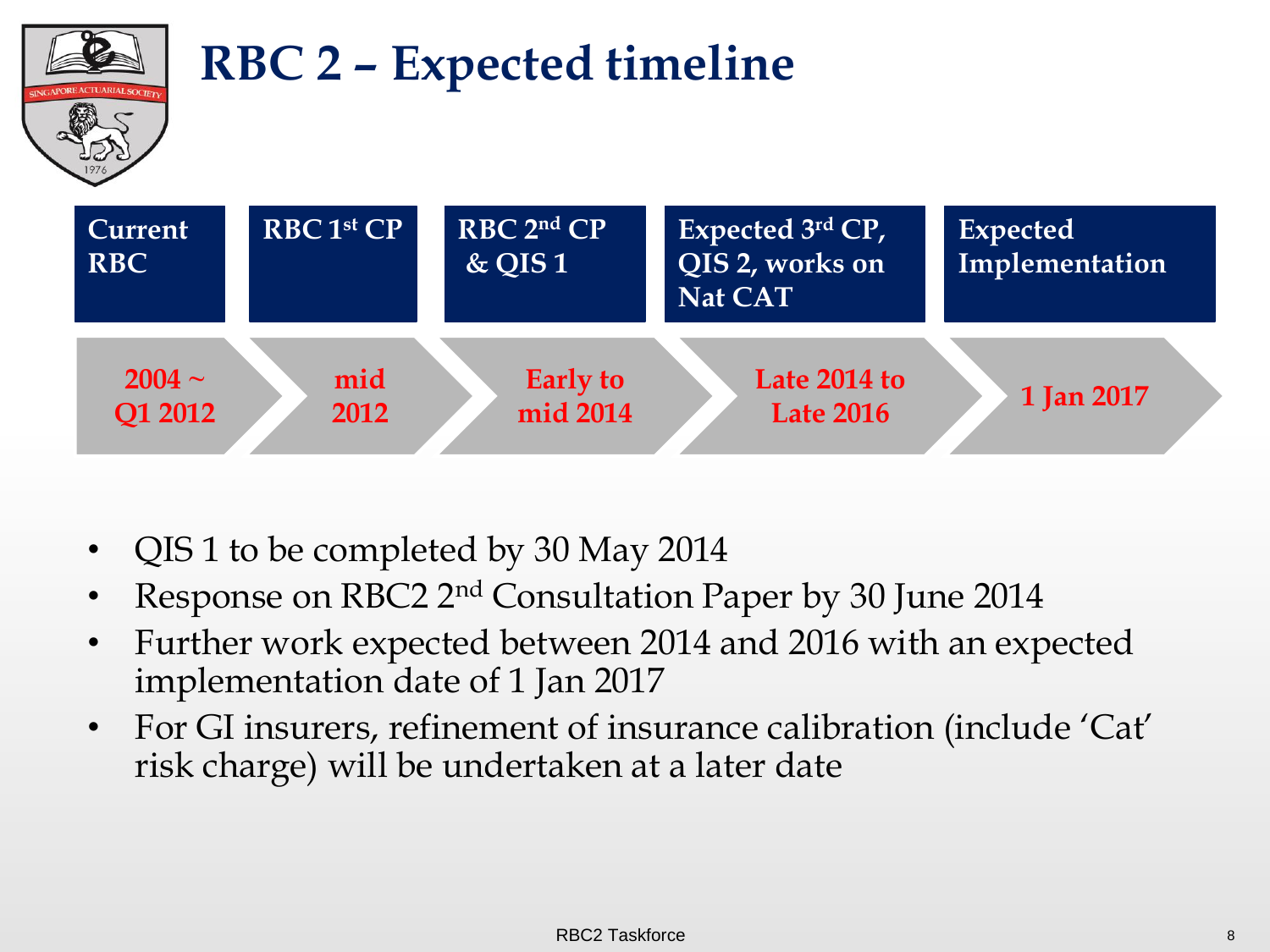# RBC 2 – Expected timeline

| Current RBC | RBC 1st CP | RBC 2nd CP & QIS 1 | Expected 3rd CP, QIS 2, works on Nat CAT | Expected Implementation |
|---|---|---|---|---|
| 2004 ~ Q1 2012 | mid 2012 | Early to mid 2014 | Late 2014 to Late 2016 | 1 Jan 2017 |

- QIS 1 to be completed by 30 May 2014
- Response on RBC2 2nd Consultation Paper by 30 June 2014
- Further work expected between 2014 and 2016 with an expected implementation date of 1 Jan 2017
- For GI insurers, refinement of insurance calibration (include 'Cat' risk charge) will be undertaken at a later date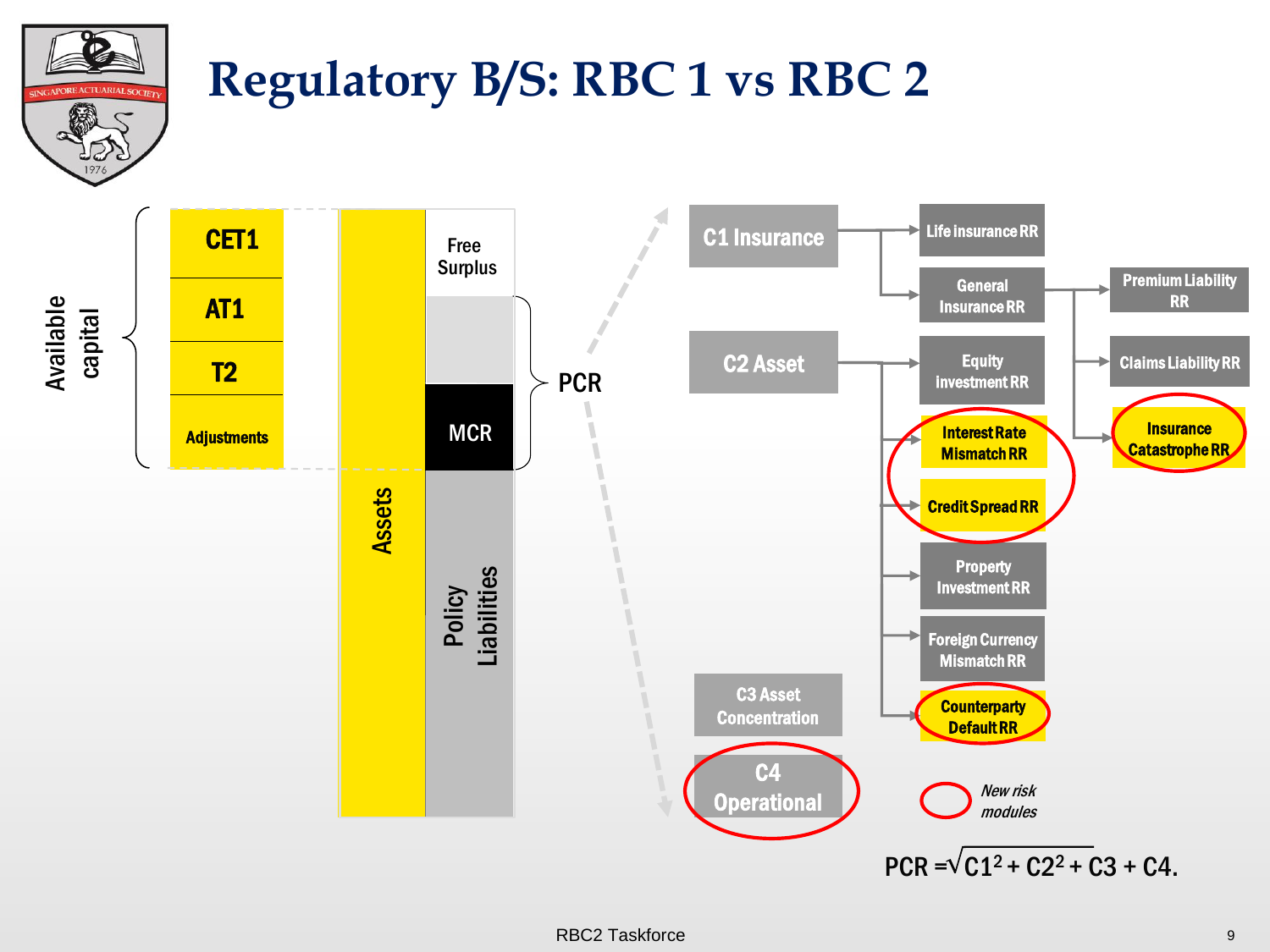# Regulatory B/S: RBC 1 vs RBC 2

Available capital

CET1

AT1

T2

Adjustments

Assets

Free Surplus

MCR

Policy Liabilities

PCR

C1 Insurance

Life insurance RR

General Insurance RR

Premium Liability RR

Claims Liability RR

Insurance Catastrophe RR

C2 Asset

Equity Investment RR

Interest Rate Mismatch RR

Credit Spread RR

Property Investment RR

Foreign Currency Mismatch RR

Counterparty Default RR

C3 Asset Concentration

C4 Operational

*New risk modules*

$$PCR = \sqrt{C1^2 + C2^2 + C3} + C4.$$

RBC2 Taskforce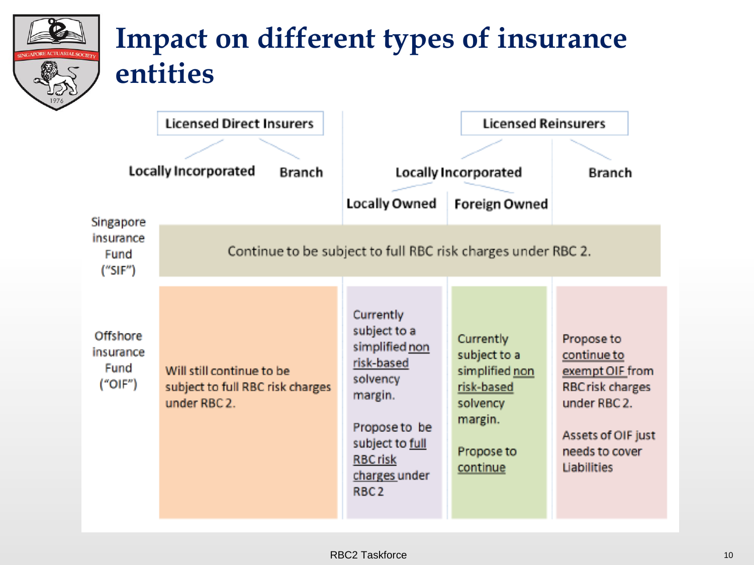# Impact on different types of insurance entities

| | Licensed Direct Insurers – Locally Incorporated | Licensed Direct Insurers – Branch | Licensed Reinsurers – Locally Incorporated – Locally Owned | Licensed Reinsurers – Locally Incorporated – Foreign Owned | Licensed Reinsurers – Branch |
|---|---|---|---|---|---|
| Singapore insurance Fund ("SIF") | Continue to be subject to full RBC risk charges under RBC 2. | | | | |
| Offshore insurance Fund ("OIF") | Will still continue to be subject to full RBC risk charges under RBC 2. | | Currently subject to a simplified non risk-based solvency margin.<br><br>Propose to be subject to full RBC risk charges under RBC 2 | Currently subject to a simplified non risk-based solvency margin.<br><br>Propose to continue | Propose to continue to exempt OIF from RBC risk charges under RBC 2.<br><br>Assets of OIF just needs to cover Liabilities |

RBC2 Taskforce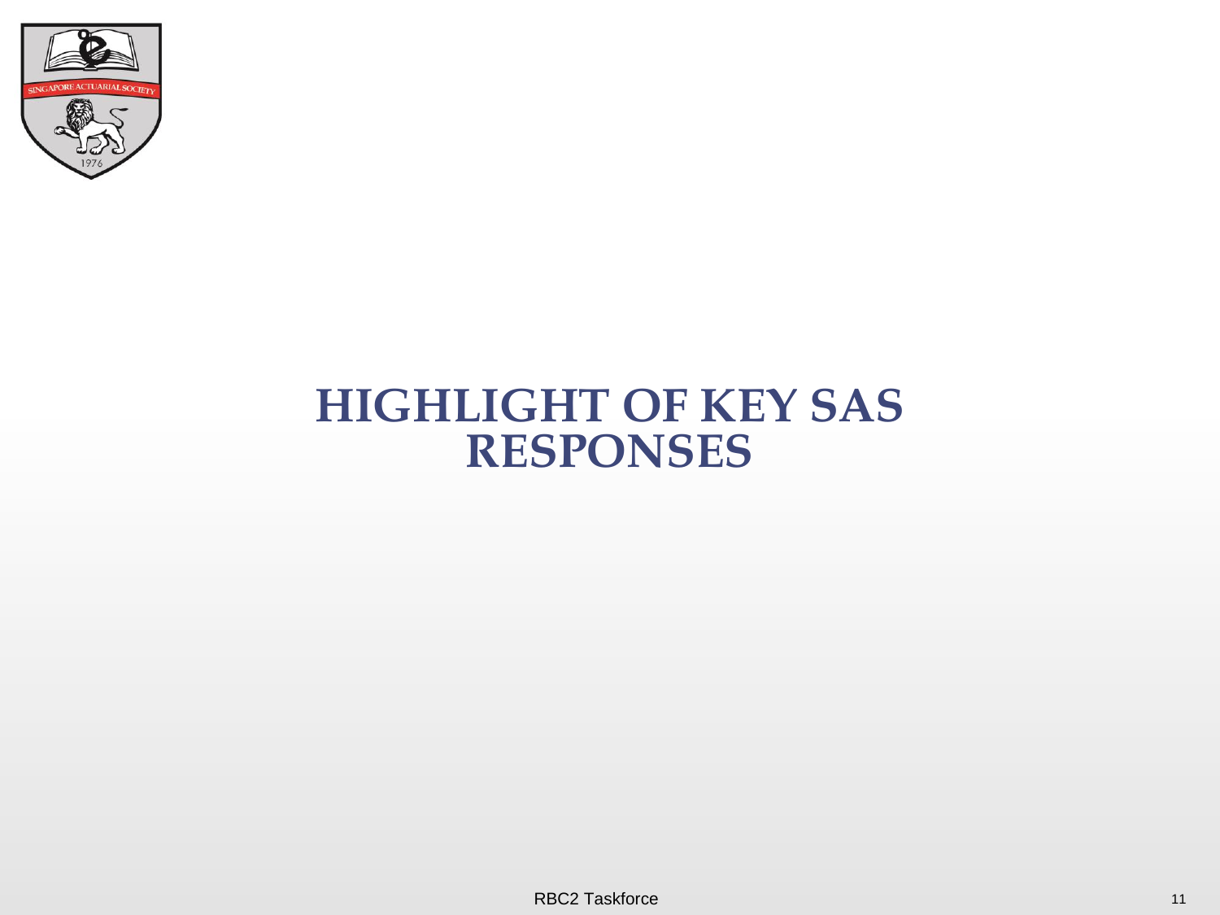# HIGHLIGHT OF KEY SAS RESPONSES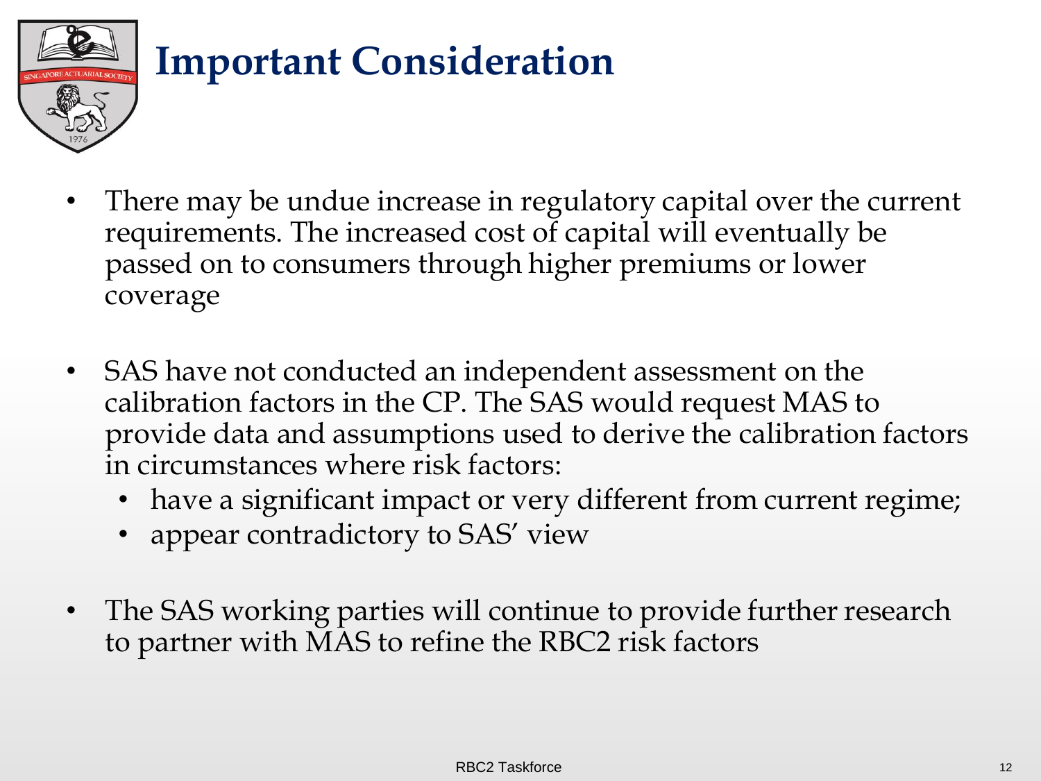# Important Consideration

- There may be undue increase in regulatory capital over the current requirements. The increased cost of capital will eventually be passed on to consumers through higher premiums or lower coverage

- SAS have not conducted an independent assessment on the calibration factors in the CP. The SAS would request MAS to provide data and assumptions used to derive the calibration factors in circumstances where risk factors:
  - have a significant impact or very different from current regime;
  - appear contradictory to SAS' view

- The SAS working parties will continue to provide further research to partner with MAS to refine the RBC2 risk factors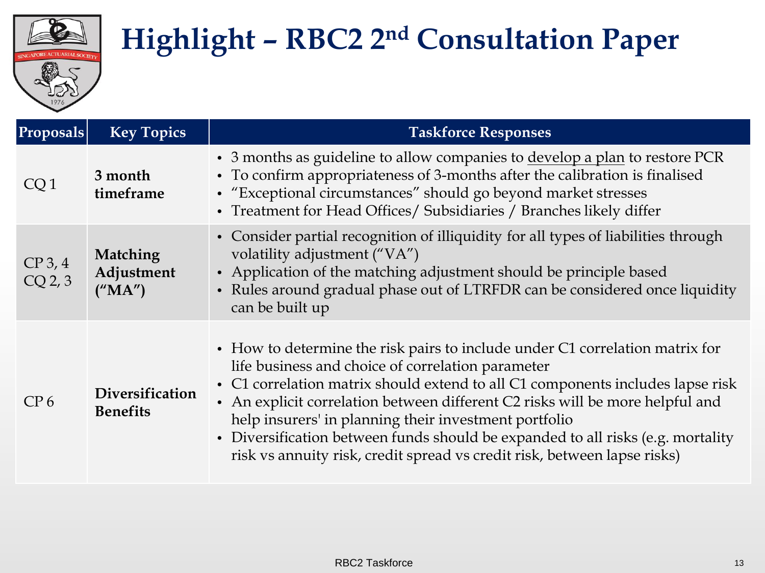# Highlight – RBC2 2nd Consultation Paper

| Proposals | Key Topics | Taskforce Responses |
|---|---|---|
| CQ 1 | **3 month timeframe** | • 3 months as guideline to allow companies to develop a plan to restore PCR<br>• To confirm appropriateness of 3-months after the calibration is finalised<br>• "Exceptional circumstances" should go beyond market stresses<br>• Treatment for Head Offices/ Subsidiaries / Branches likely differ |
| CP 3, 4<br>CQ 2, 3 | **Matching Adjustment ("MA")** | • Consider partial recognition of illiquidity for all types of liabilities through volatility adjustment ("VA")<br>• Application of the matching adjustment should be principle based<br>• Rules around gradual phase out of LTRFDR can be considered once liquidity can be built up |
| CP 6 | **Diversification Benefits** | • How to determine the risk pairs to include under C1 correlation matrix for life business and choice of correlation parameter<br>• C1 correlation matrix should extend to all C1 components includes lapse risk<br>• An explicit correlation between different C2 risks will be more helpful and help insurers' in planning their investment portfolio<br>• Diversification between funds should be expanded to all risks (e.g. mortality risk vs annuity risk, credit spread vs credit risk, between lapse risks) |

RBC2 Taskforce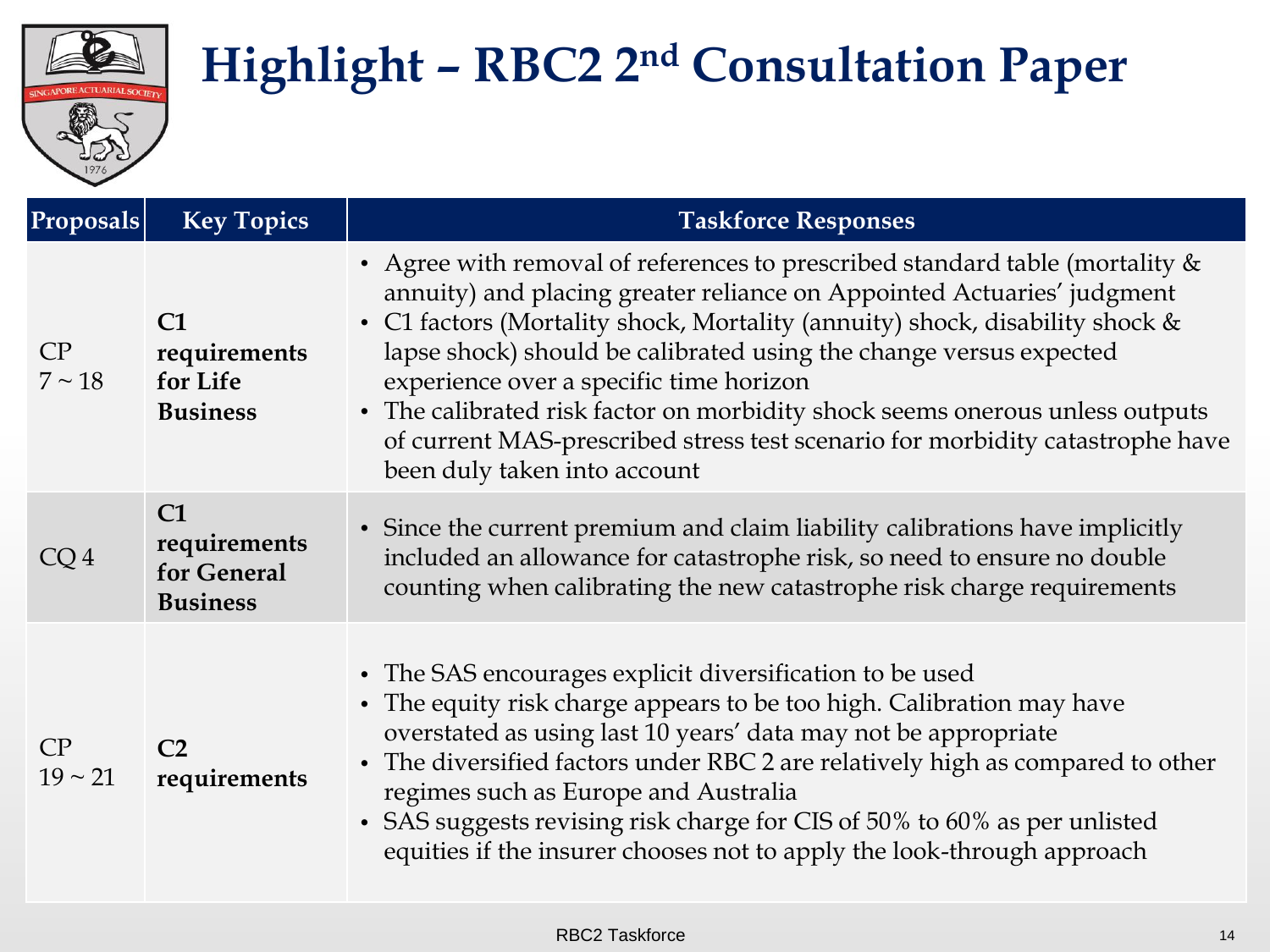# Highlight – RBC2 2nd Consultation Paper

| Proposals | Key Topics | Taskforce Responses |
|---|---|---|
| CP 7 ~ 18 | **C1 requirements for Life Business** | • Agree with removal of references to prescribed standard table (mortality & annuity) and placing greater reliance on Appointed Actuaries' judgment<br>• C1 factors (Mortality shock, Mortality (annuity) shock, disability shock & lapse shock) should be calibrated using the change versus expected experience over a specific time horizon<br>• The calibrated risk factor on morbidity shock seems onerous unless outputs of current MAS-prescribed stress test scenario for morbidity catastrophe have been duly taken into account |
| CQ 4 | **C1 requirements for General Business** | • Since the current premium and claim liability calibrations have implicitly included an allowance for catastrophe risk, so need to ensure no double counting when calibrating the new catastrophe risk charge requirements |
| CP 19 ~ 21 | **C2 requirements** | • The SAS encourages explicit diversification to be used<br>• The equity risk charge appears to be too high. Calibration may have overstated as using last 10 years' data may not be appropriate<br>• The diversified factors under RBC 2 are relatively high as compared to other regimes such as Europe and Australia<br>• SAS suggests revising risk charge for CIS of 50% to 60% as per unlisted equities if the insurer chooses not to apply the look-through approach |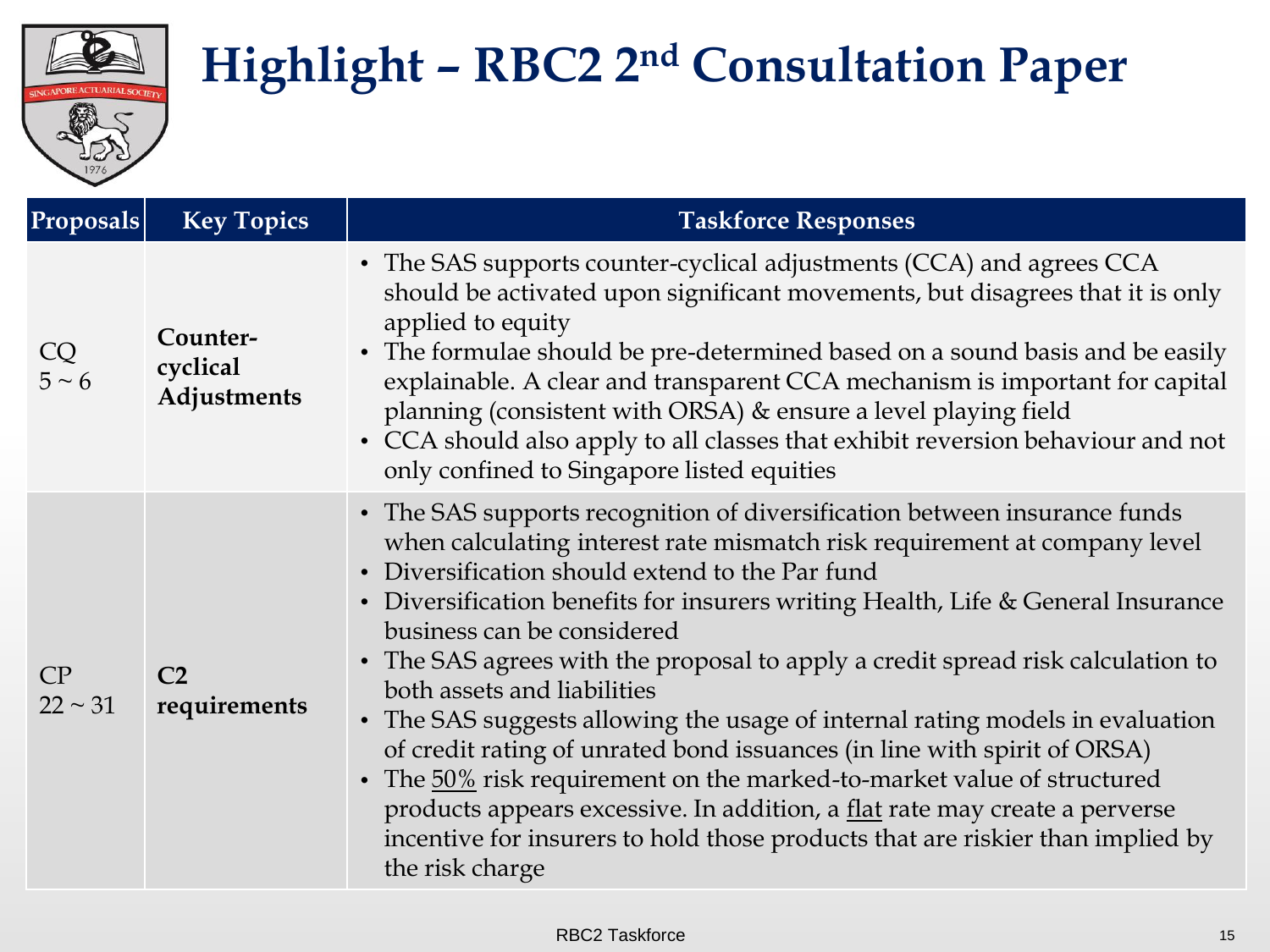# Highlight – RBC2 2nd Consultation Paper

| Proposals | Key Topics | Taskforce Responses |
|---|---|---|
| CQ 5 ~ 6 | **Counter-cyclical Adjustments** | • The SAS supports counter-cyclical adjustments (CCA) and agrees CCA should be activated upon significant movements, but disagrees that it is only applied to equity<br>• The formulae should be pre-determined based on a sound basis and be easily explainable. A clear and transparent CCA mechanism is important for capital planning (consistent with ORSA) & ensure a level playing field<br>• CCA should also apply to all classes that exhibit reversion behaviour and not only confined to Singapore listed equities |
| CP 22 ~ 31 | **C2 requirements** | • The SAS supports recognition of diversification between insurance funds when calculating interest rate mismatch risk requirement at company level<br>• Diversification should extend to the Par fund<br>• Diversification benefits for insurers writing Health, Life & General Insurance business can be considered<br>• The SAS agrees with the proposal to apply a credit spread risk calculation to both assets and liabilities<br>• The SAS suggests allowing the usage of internal rating models in evaluation of credit rating of unrated bond issuances (in line with spirit of ORSA)<br>• The 50% risk requirement on the marked-to-market value of structured products appears excessive. In addition, a flat rate may create a perverse incentive for insurers to hold those products that are riskier than implied by the risk charge |

RBC2 Taskforce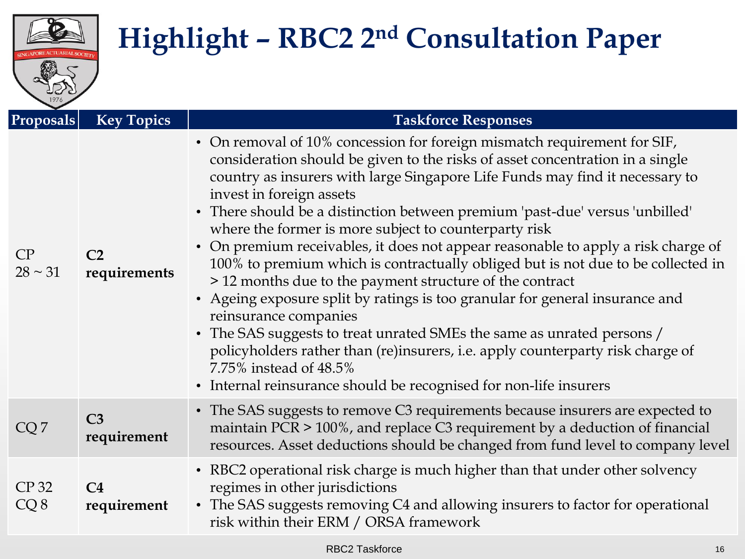# Highlight – RBC2 2nd Consultation Paper

| Proposals | Key Topics | Taskforce Responses |
|---|---|---|
| CP 28 ~ 31 | **C2 requirements** | • On removal of 10% concession for foreign mismatch requirement for SIF, consideration should be given to the risks of asset concentration in a single country as insurers with large Singapore Life Funds may find it necessary to invest in foreign assets<br>• There should be a distinction between premium 'past-due' versus 'unbilled' where the former is more subject to counterparty risk<br>• On premium receivables, it does not appear reasonable to apply a risk charge of 100% to premium which is contractually obliged but is not due to be collected in > 12 months due to the payment structure of the contract<br>• Ageing exposure split by ratings is too granular for general insurance and reinsurance companies<br>• The SAS suggests to treat unrated SMEs the same as unrated persons / policyholders rather than (re)insurers, i.e. apply counterparty risk charge of 7.75% instead of 48.5%<br>• Internal reinsurance should be recognised for non-life insurers |
| CQ 7 | **C3 requirement** | • The SAS suggests to remove C3 requirements because insurers are expected to maintain PCR > 100%, and replace C3 requirement by a deduction of financial resources. Asset deductions should be changed from fund level to company level |
| CP 32<br>CQ 8 | **C4 requirement** | • RBC2 operational risk charge is much higher than that under other solvency regimes in other jurisdictions<br>• The SAS suggests removing C4 and allowing insurers to factor for operational risk within their ERM / ORSA framework |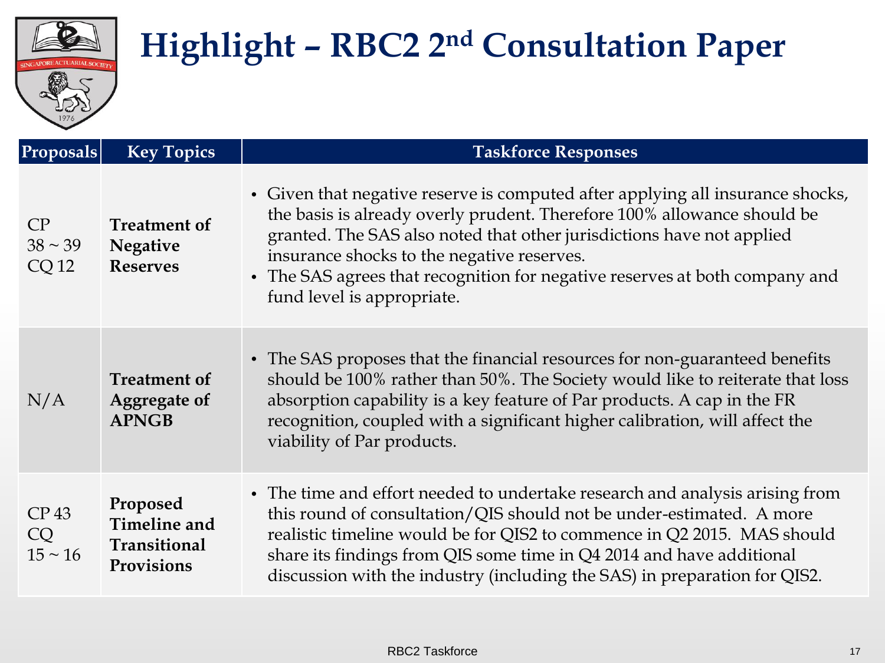# Highlight – RBC2 2nd Consultation Paper

| Proposals | Key Topics | Taskforce Responses |
|---|---|---|
| CP 38 ~ 39 CQ 12 | **Treatment of Negative Reserves** | • Given that negative reserve is computed after applying all insurance shocks, the basis is already overly prudent. Therefore 100% allowance should be granted. The SAS also noted that other jurisdictions have not applied insurance shocks to the negative reserves.<br>• The SAS agrees that recognition for negative reserves at both company and fund level is appropriate. |
| N/A | **Treatment of Aggregate of APNGB** | • The SAS proposes that the financial resources for non-guaranteed benefits should be 100% rather than 50%. The Society would like to reiterate that loss absorption capability is a key feature of Par products. A cap in the FR recognition, coupled with a significant higher calibration, will affect the viability of Par products. |
| CP 43 CQ 15 ~ 16 | **Proposed Timeline and Transitional Provisions** | • The time and effort needed to undertake research and analysis arising from this round of consultation/QIS should not be under-estimated. A more realistic timeline would be for QIS2 to commence in Q2 2015. MAS should share its findings from QIS some time in Q4 2014 and have additional discussion with the industry (including the SAS) in preparation for QIS2. |

RBC2 Taskforce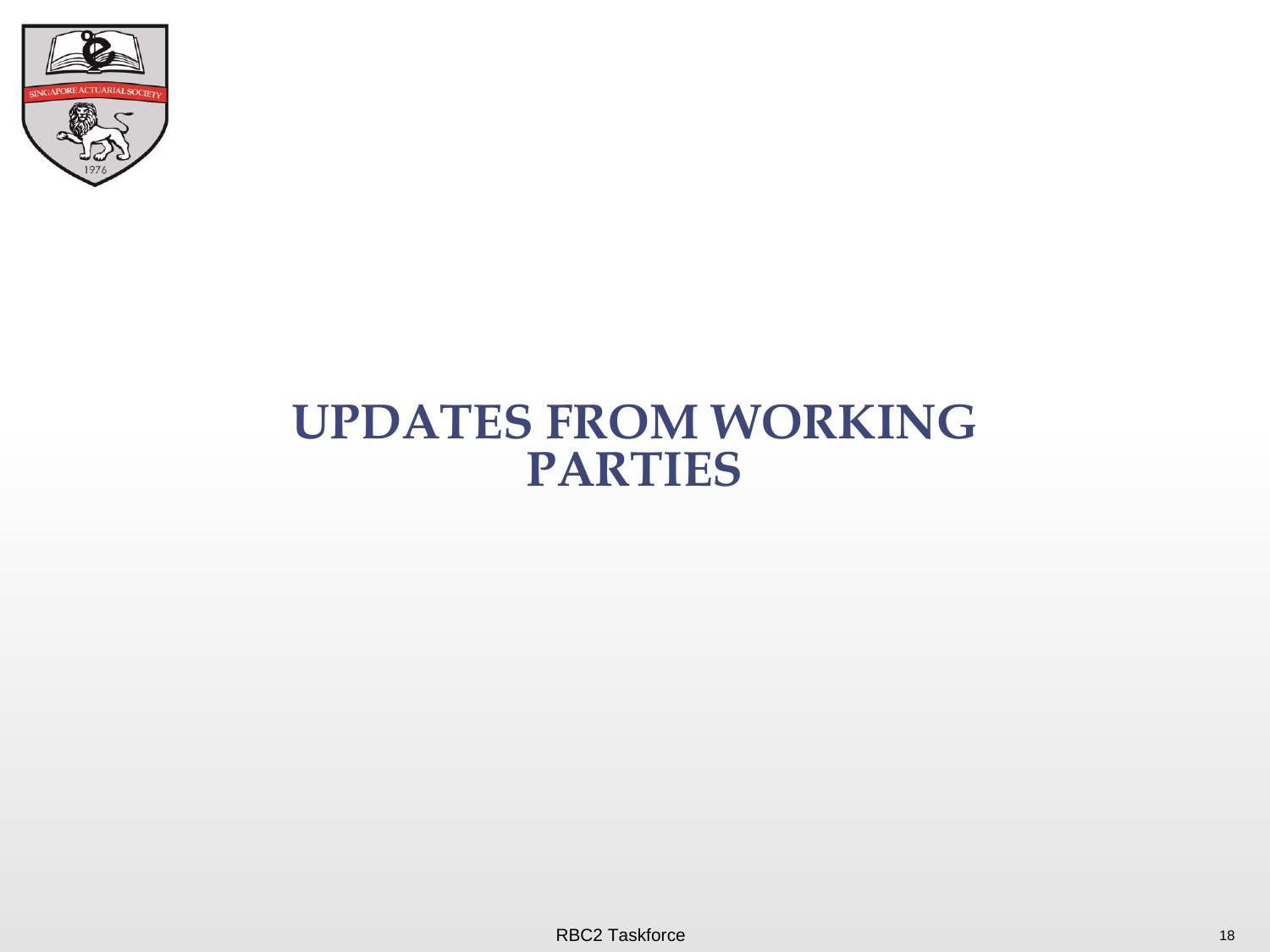# UPDATES FROM WORKING PARTIES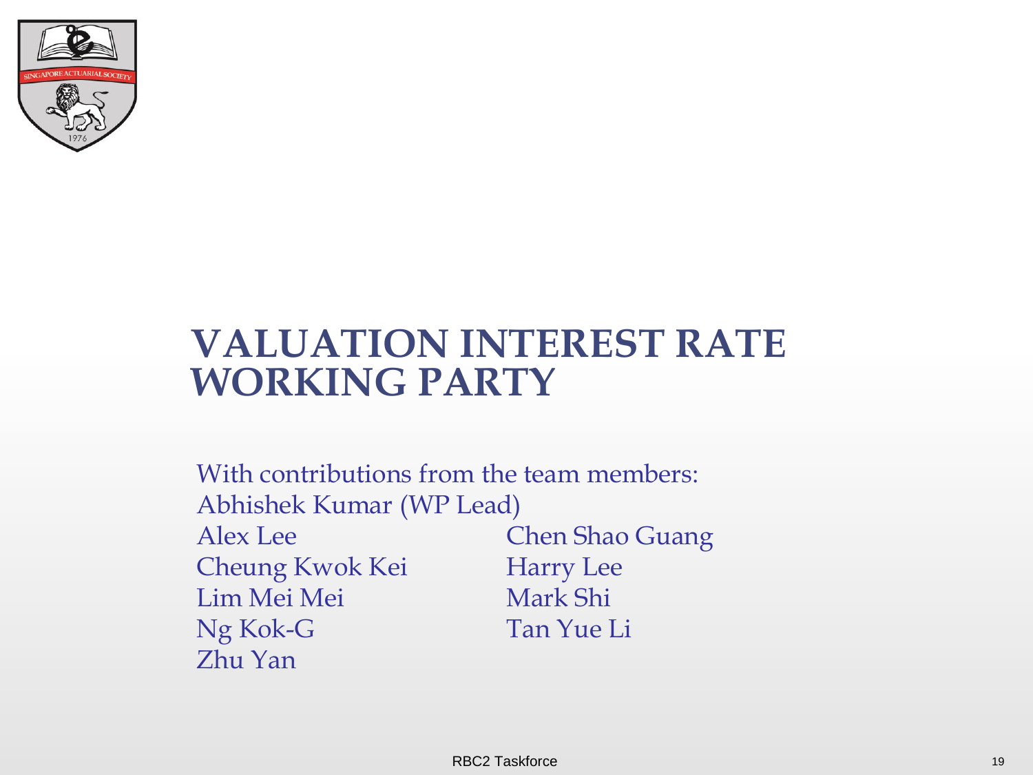# VALUATION INTEREST RATE WORKING PARTY

With contributions from the team members:

Abhishek Kumar (WP Lead)

Alex Lee

Cheung Kwok Kei

Lim Mei Mei

Ng Kok-G

Zhu Yan

Chen Shao Guang

Harry Lee

Mark Shi

Tan Yue Li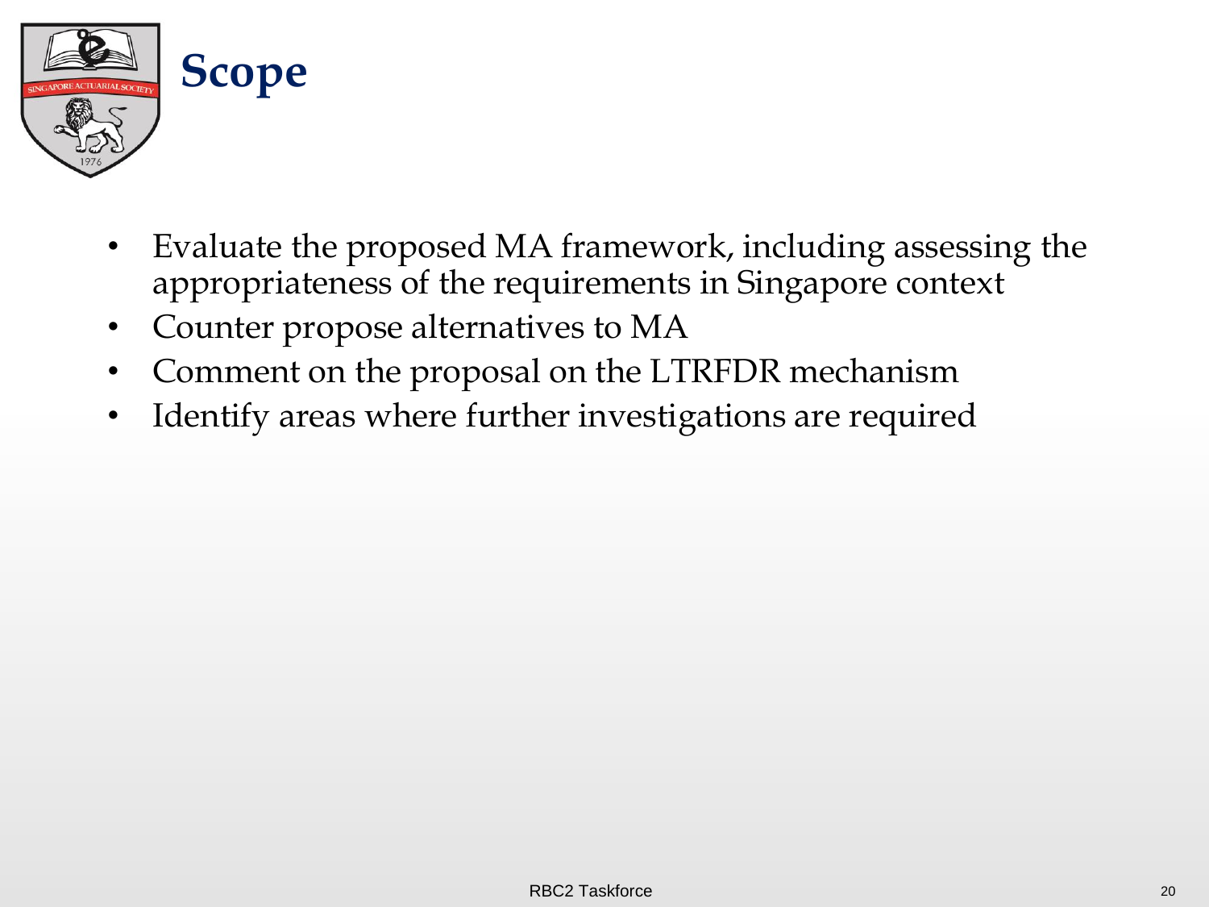# Scope

- Evaluate the proposed MA framework, including assessing the appropriateness of the requirements in Singapore context
- Counter propose alternatives to MA
- Comment on the proposal on the LTRFDR mechanism
- Identify areas where further investigations are required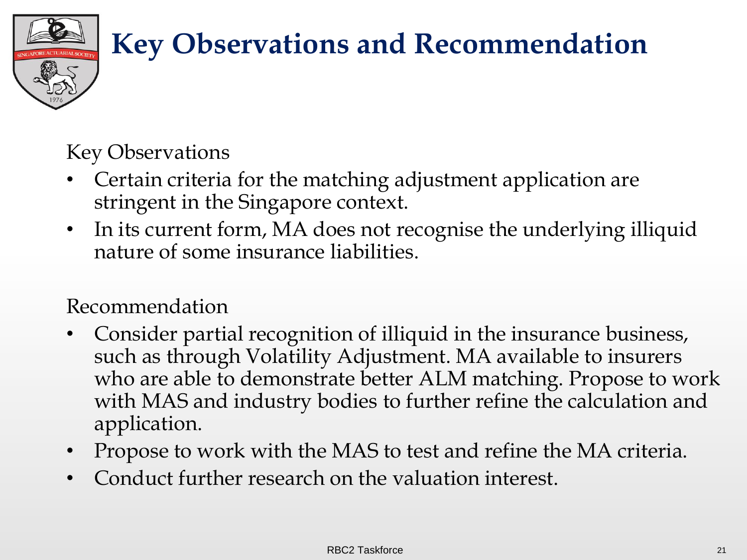# Key Observations and Recommendation

Key Observations

- Certain criteria for the matching adjustment application are stringent in the Singapore context.
- In its current form, MA does not recognise the underlying illiquid nature of some insurance liabilities.

Recommendation

- Consider partial recognition of illiquid in the insurance business, such as through Volatility Adjustment. MA available to insurers who are able to demonstrate better ALM matching. Propose to work with MAS and industry bodies to further refine the calculation and application.
- Propose to work with the MAS to test and refine the MA criteria.
- Conduct further research on the valuation interest.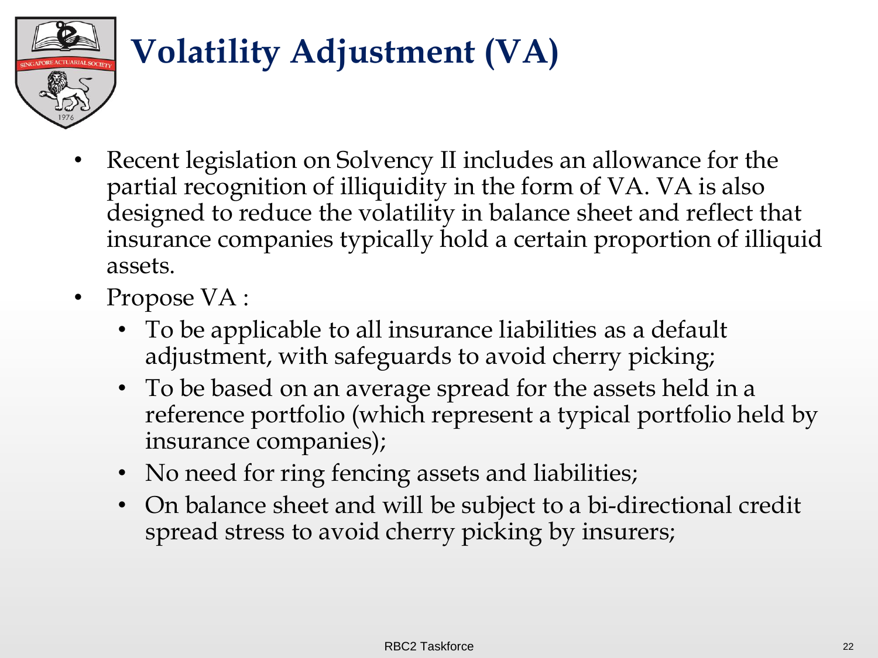# Volatility Adjustment (VA)

- Recent legislation on Solvency II includes an allowance for the partial recognition of illiquidity in the form of VA. VA is also designed to reduce the volatility in balance sheet and reflect that insurance companies typically hold a certain proportion of illiquid assets.
- Propose VA :
  - To be applicable to all insurance liabilities as a default adjustment, with safeguards to avoid cherry picking;
  - To be based on an average spread for the assets held in a reference portfolio (which represent a typical portfolio held by insurance companies);
  - No need for ring fencing assets and liabilities;
  - On balance sheet and will be subject to a bi-directional credit spread stress to avoid cherry picking by insurers;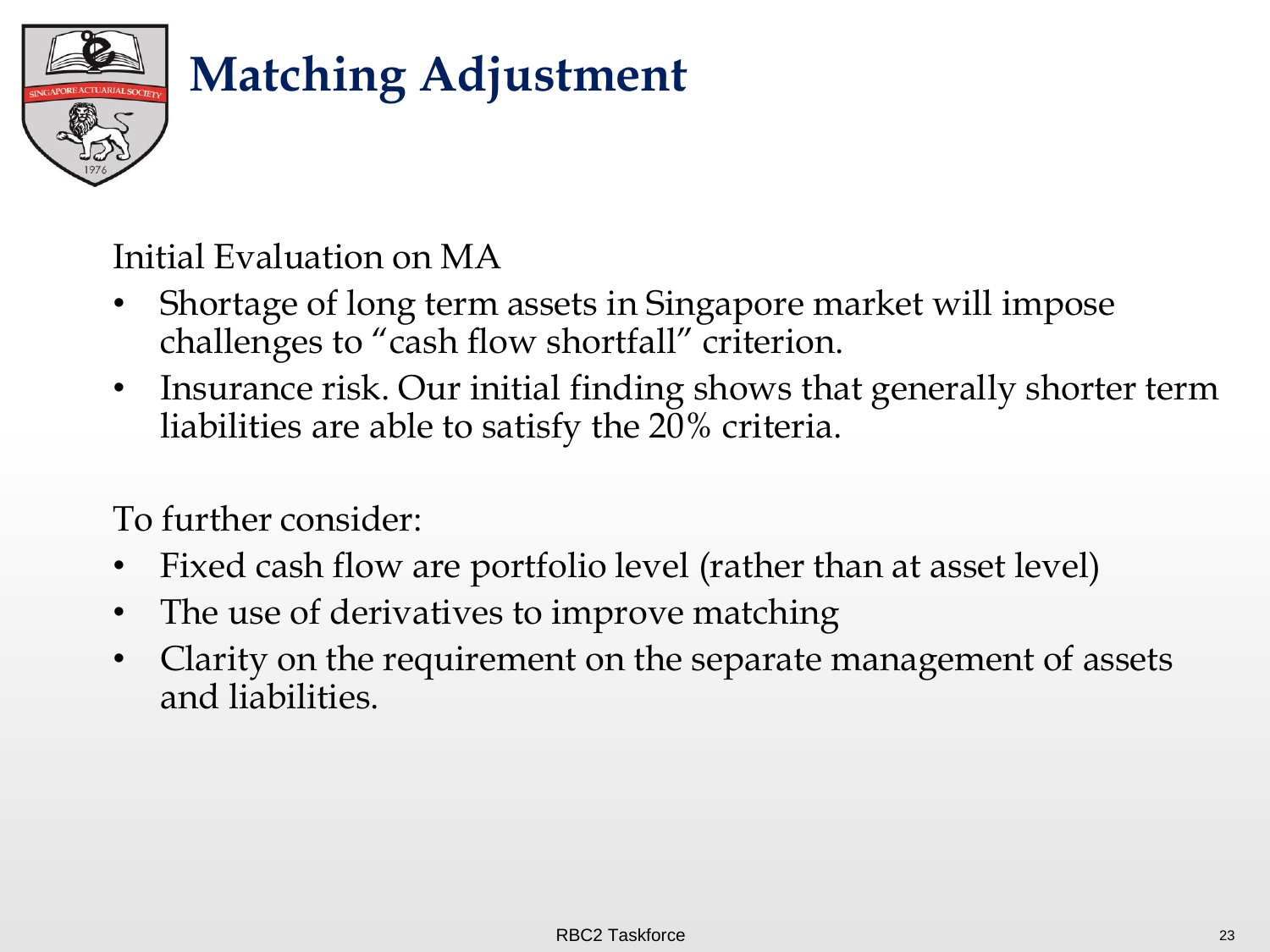# Matching Adjustment

Initial Evaluation on MA

- Shortage of long term assets in Singapore market will impose challenges to "cash flow shortfall" criterion.
- Insurance risk. Our initial finding shows that generally shorter term liabilities are able to satisfy the 20% criteria.

To further consider:

- Fixed cash flow are portfolio level (rather than at asset level)
- The use of derivatives to improve matching
- Clarity on the requirement on the separate management of assets and liabilities.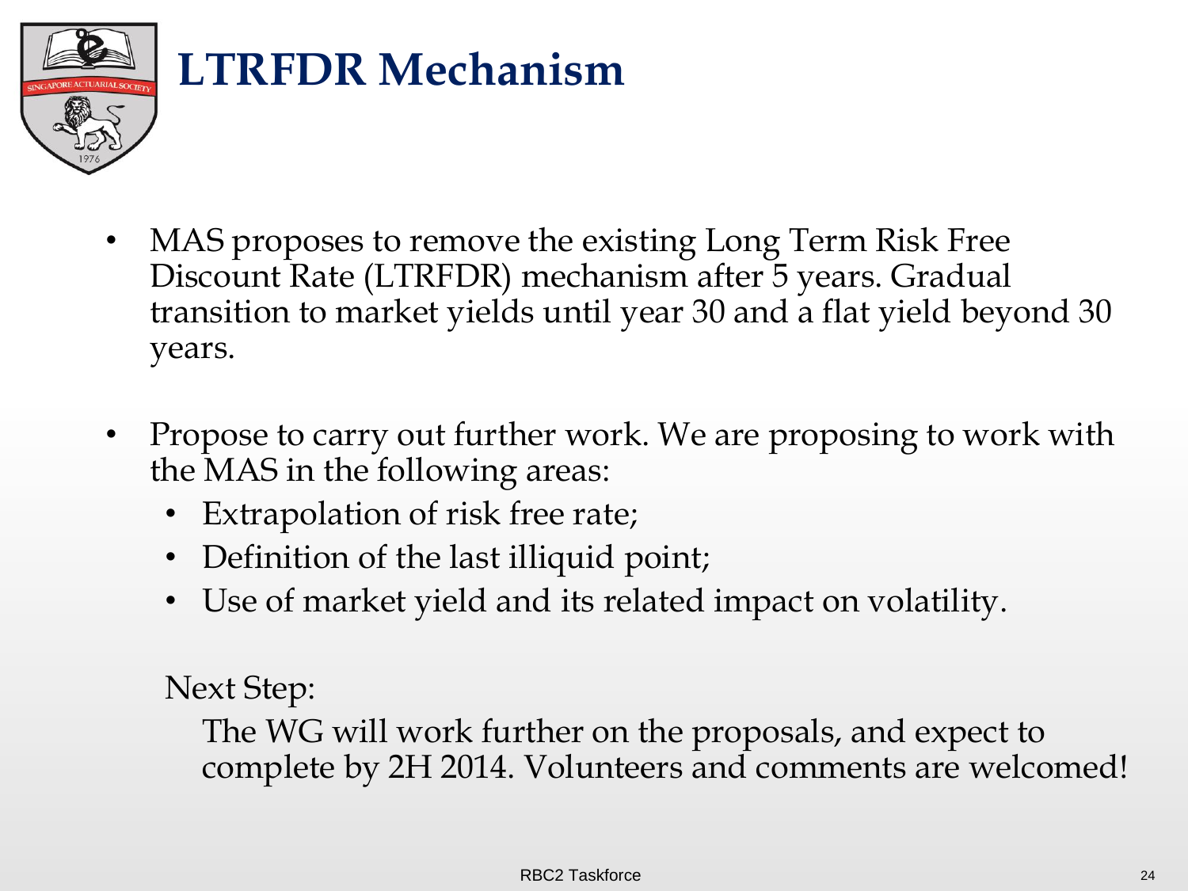# LTRFDR Mechanism

- MAS proposes to remove the existing Long Term Risk Free Discount Rate (LTRFDR) mechanism after 5 years. Gradual transition to market yields until year 30 and a flat yield beyond 30 years.

- Propose to carry out further work. We are proposing to work with the MAS in the following areas:
  - Extrapolation of risk free rate;
  - Definition of the last illiquid point;
  - Use of market yield and its related impact on volatility.

  Next Step:

  The WG will work further on the proposals, and expect to complete by 2H 2014. Volunteers and comments are welcomed!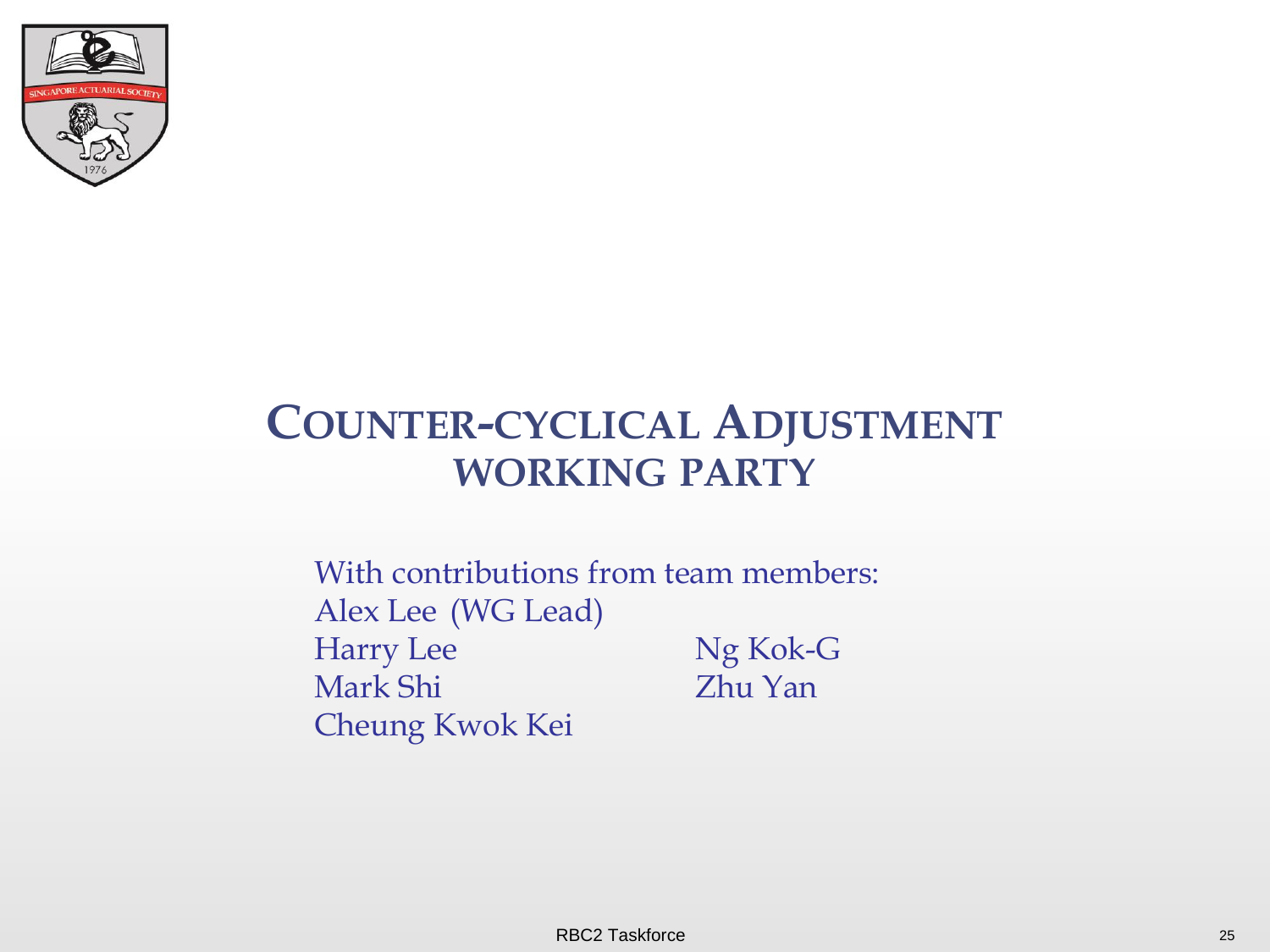# Counter-cyclical Adjustment Working Party

With contributions from team members:

Alex Lee (WG Lead)

Harry Lee

Mark Shi

Cheung Kwok Kei

Ng Kok-G

Zhu Yan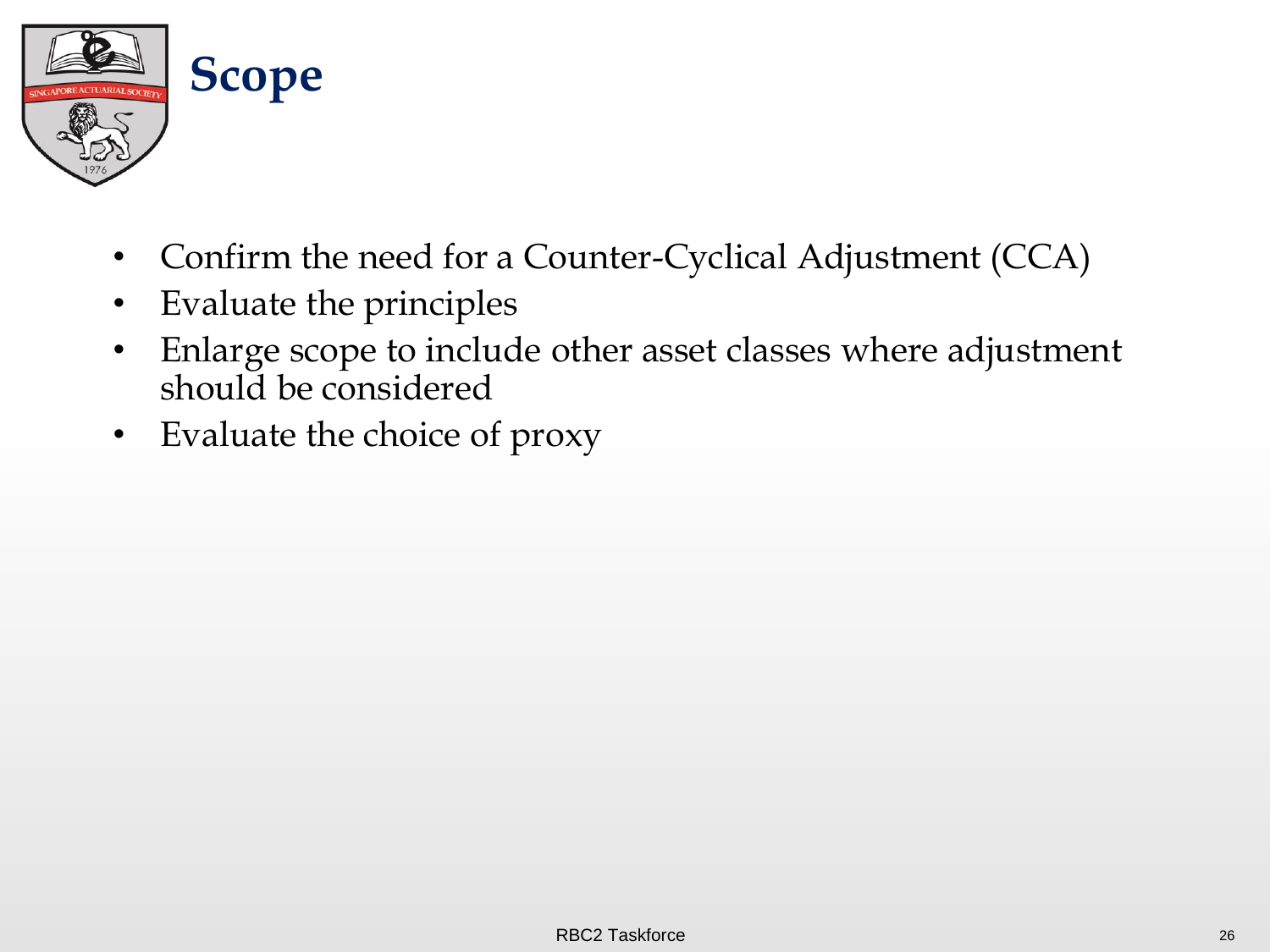# Scope

- Confirm the need for a Counter-Cyclical Adjustment (CCA)
- Evaluate the principles
- Enlarge scope to include other asset classes where adjustment should be considered
- Evaluate the choice of proxy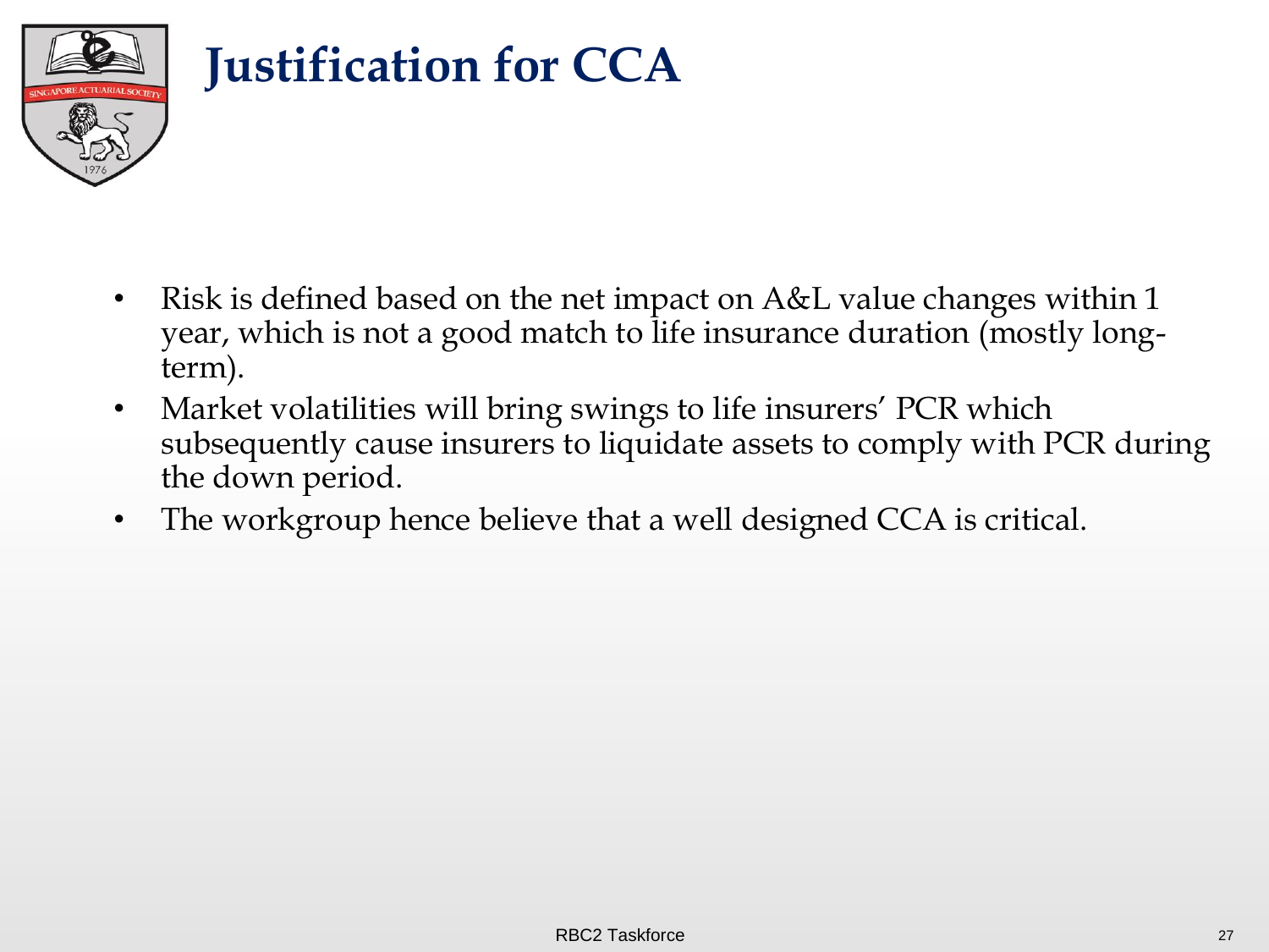# Justification for CCA

- Risk is defined based on the net impact on A&L value changes within 1 year, which is not a good match to life insurance duration (mostly long-term).
- Market volatilities will bring swings to life insurers' PCR which subsequently cause insurers to liquidate assets to comply with PCR during the down period.
- The workgroup hence believe that a well designed CCA is critical.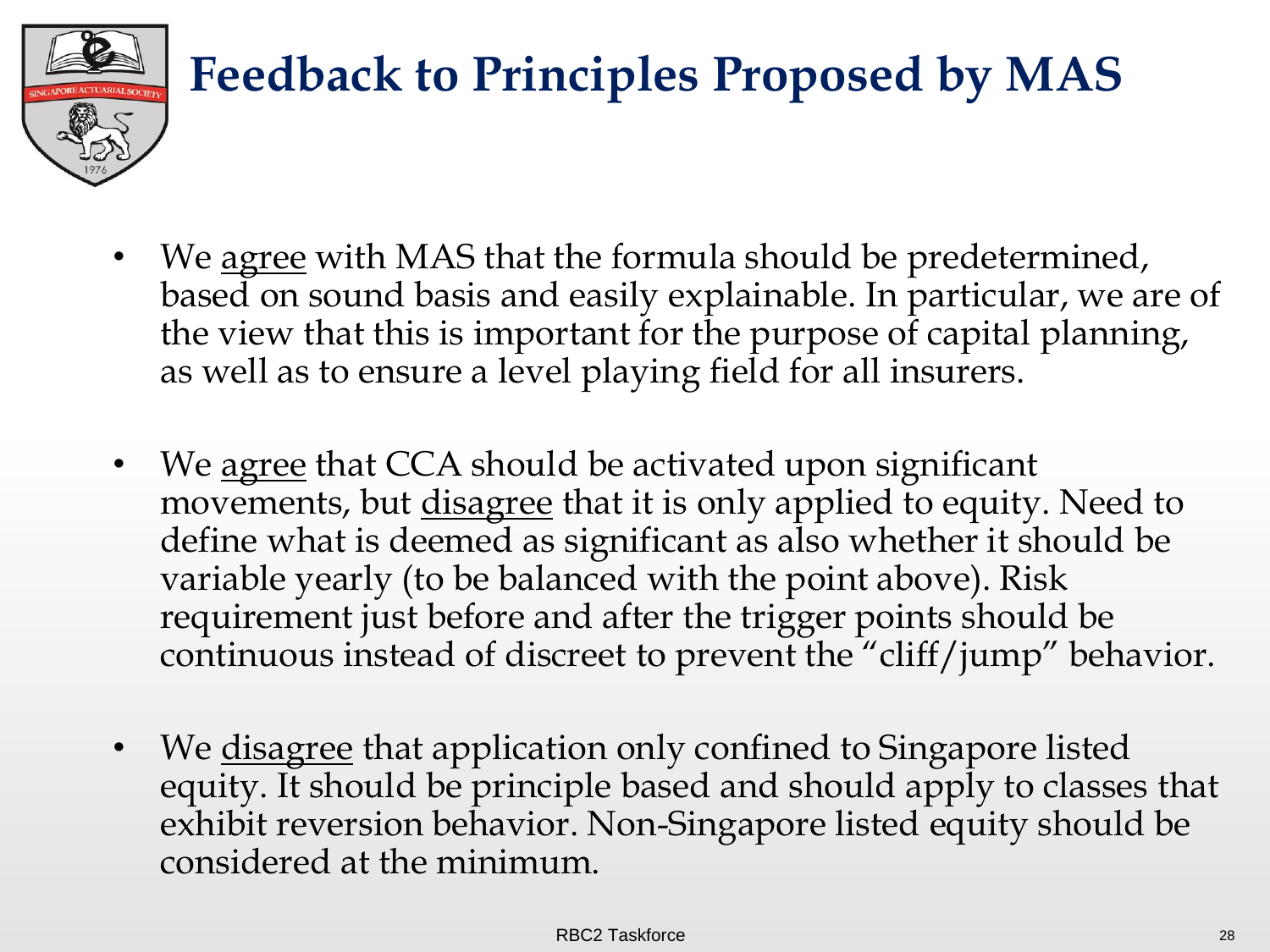# Feedback to Principles Proposed by MAS

- We agree with MAS that the formula should be predetermined, based on sound basis and easily explainable. In particular, we are of the view that this is important for the purpose of capital planning, as well as to ensure a level playing field for all insurers.
- We agree that CCA should be activated upon significant movements, but disagree that it is only applied to equity. Need to define what is deemed as significant as also whether it should be variable yearly (to be balanced with the point above). Risk requirement just before and after the trigger points should be continuous instead of discreet to prevent the "cliff/jump" behavior.
- We disagree that application only confined to Singapore listed equity. It should be principle based and should apply to classes that exhibit reversion behavior. Non-Singapore listed equity should be considered at the minimum.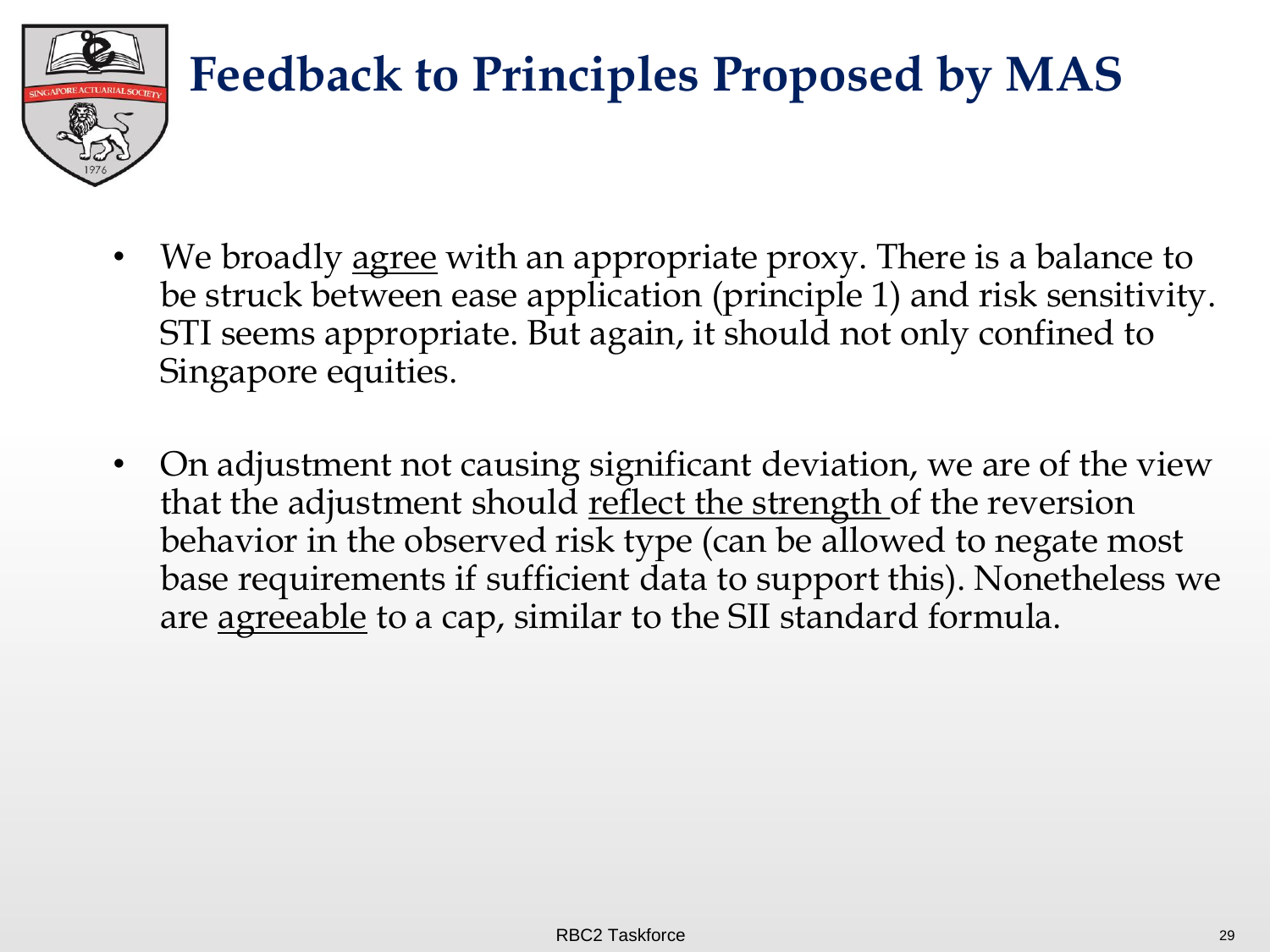# Feedback to Principles Proposed by MAS

- We broadly agree with an appropriate proxy. There is a balance to be struck between ease application (principle 1) and risk sensitivity. STI seems appropriate. But again, it should not only confined to Singapore equities.

- On adjustment not causing significant deviation, we are of the view that the adjustment should reflect the strength of the reversion behavior in the observed risk type (can be allowed to negate most base requirements if sufficient data to support this). Nonetheless we are agreeable to a cap, similar to the SII standard formula.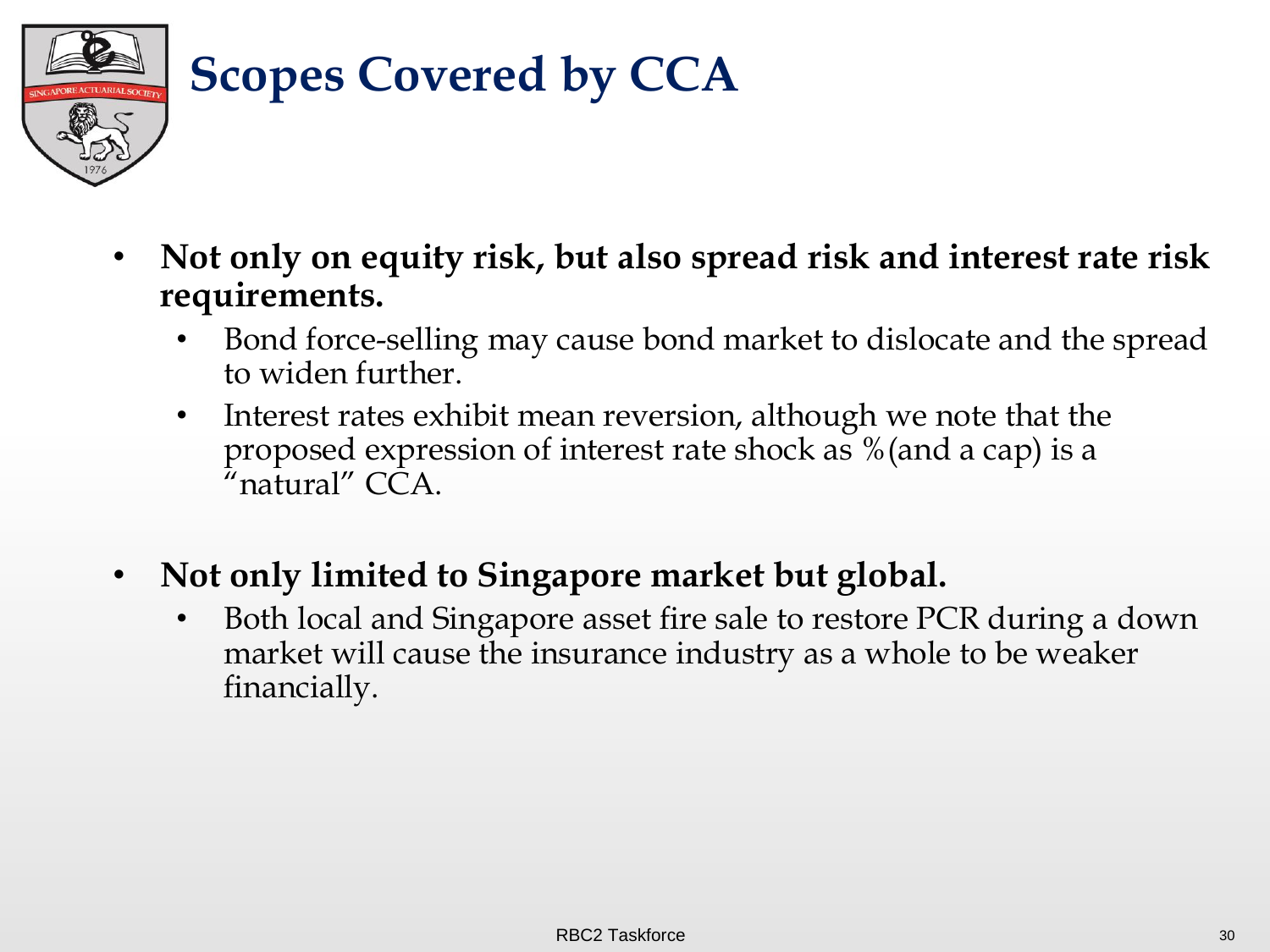# Scopes Covered by CCA

- **Not only on equity risk, but also spread risk and interest rate risk requirements.**
  - Bond force-selling may cause bond market to dislocate and the spread to widen further.
  - Interest rates exhibit mean reversion, although we note that the proposed expression of interest rate shock as %(and a cap) is a "natural" CCA.

- **Not only limited to Singapore market but global.**
  - Both local and Singapore asset fire sale to restore PCR during a down market will cause the insurance industry as a whole to be weaker financially.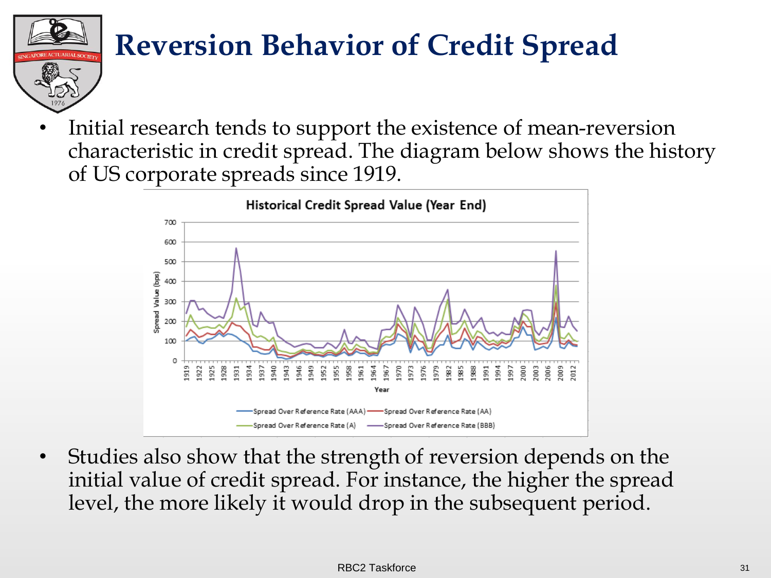# Reversion Behavior of Credit Spread

- Initial research tends to support the existence of mean-reversion characteristic in credit spread. The diagram below shows the history of US corporate spreads since 1919.

Historical Credit Spread Value (Year End)

Spread Value (bps)

700
600
500
400
300
200
100
0

1919 1922 1925 1928 1931 1934 1937 1940 1943 1946 1949 1952 1955 1958 1961 1964 1967 1970 1973 1976 1979 1982 1985 1988 1991 1994 1997 2000 2003 2006 2009 2012

Year

Spread Over Reference Rate (AAA)
Spread Over Reference Rate (AA)
Spread Over Reference Rate (A)
Spread Over Reference Rate (BBB)

- Studies also show that the strength of reversion depends on the initial value of credit spread. For instance, the higher the spread level, the more likely it would drop in the subsequent period.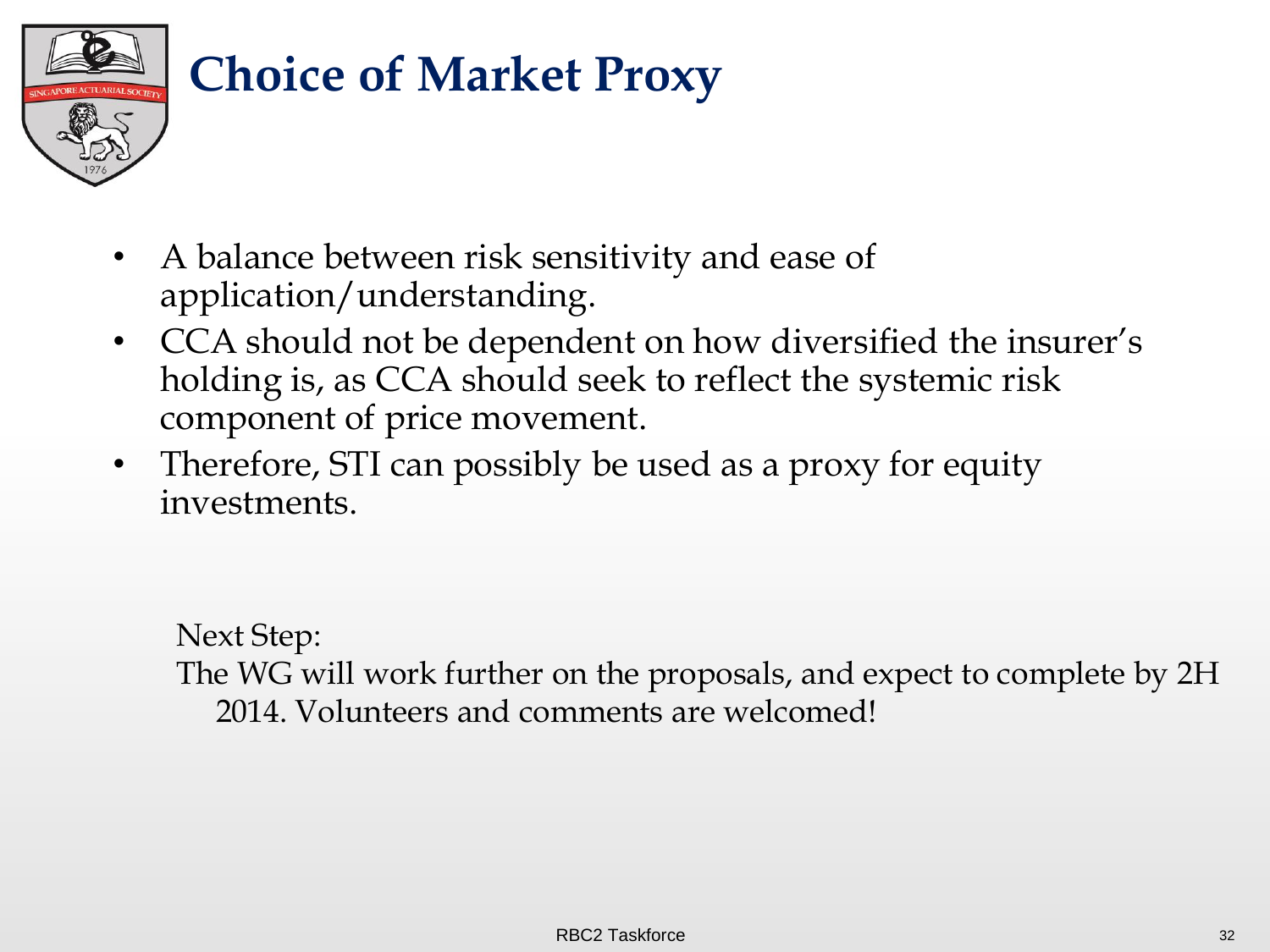# Choice of Market Proxy

- A balance between risk sensitivity and ease of application/understanding.
- CCA should not be dependent on how diversified the insurer's holding is, as CCA should seek to reflect the systemic risk component of price movement.
- Therefore, STI can possibly be used as a proxy for equity investments.

Next Step:
The WG will work further on the proposals, and expect to complete by 2H 2014. Volunteers and comments are welcomed!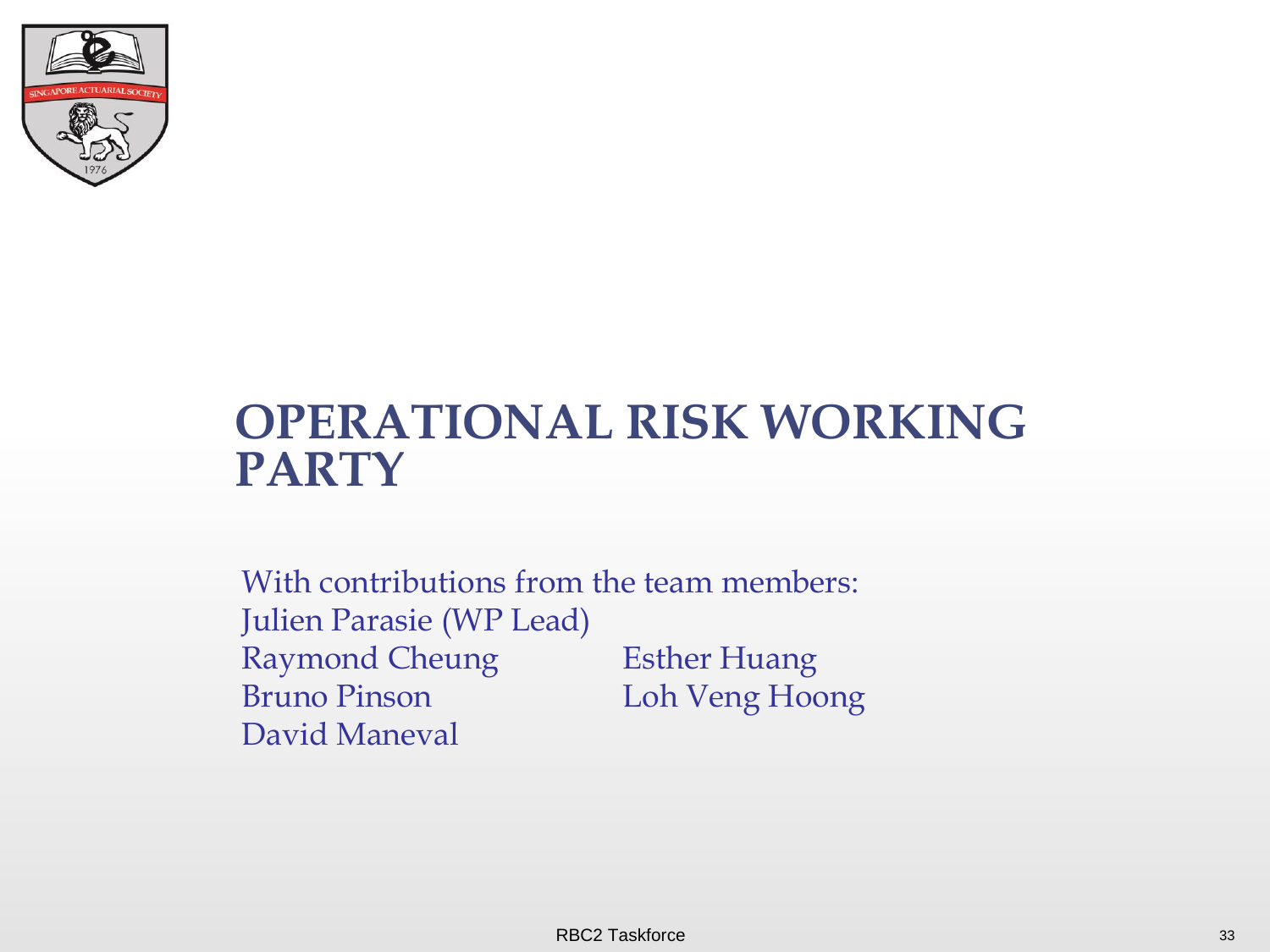# OPERATIONAL RISK WORKING PARTY

With contributions from the team members:

Julien Parasie (WP Lead)

Raymond Cheung

Bruno Pinson

David Maneval

Esther Huang

Loh Veng Hoong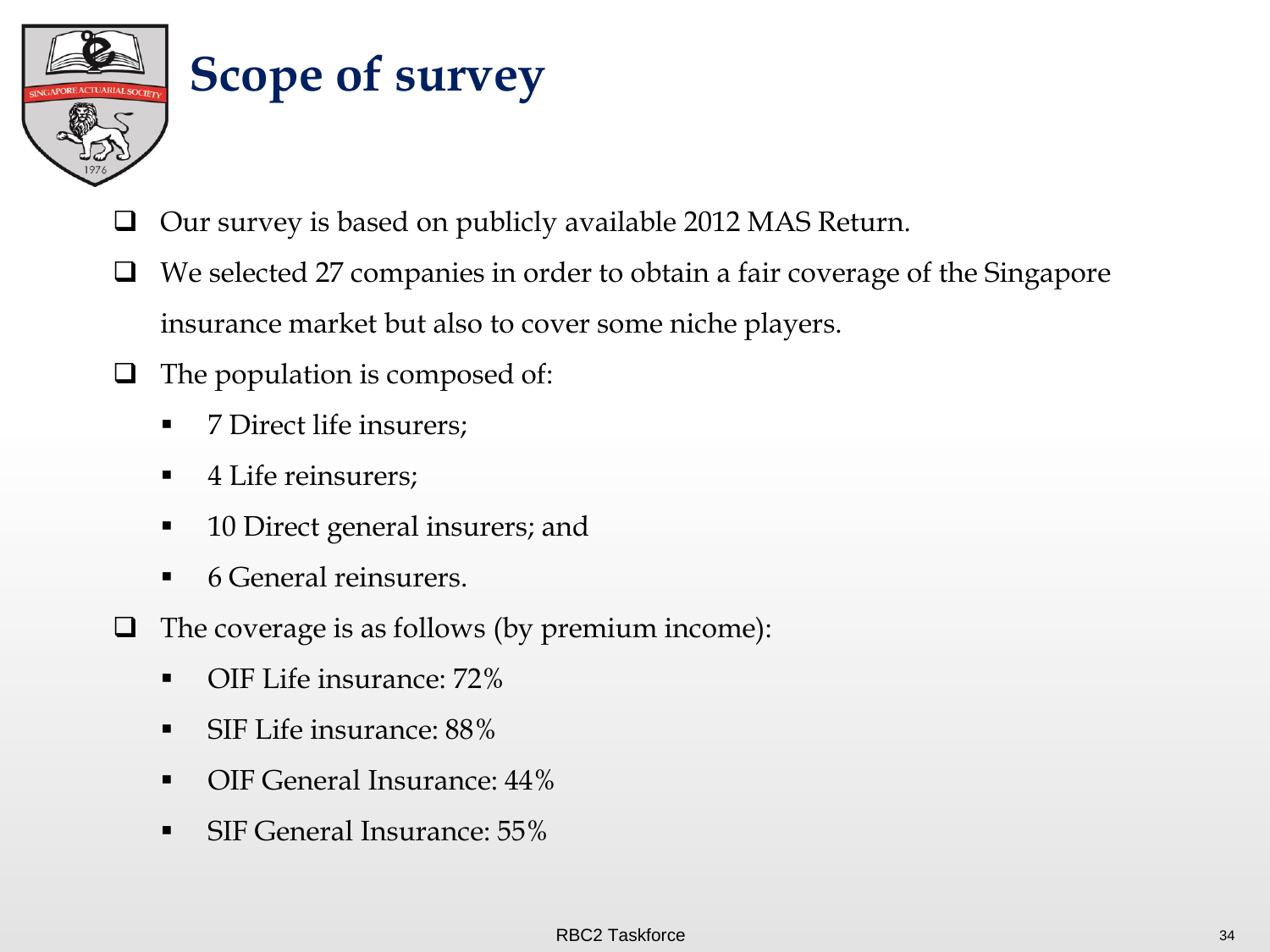# Scope of survey

- Our survey is based on publicly available 2012 MAS Return.
- We selected 27 companies in order to obtain a fair coverage of the Singapore insurance market but also to cover some niche players.
- The population is composed of:
  - 7 Direct life insurers;
  - 4 Life reinsurers;
  - 10 Direct general insurers; and
  - 6 General reinsurers.
- The coverage is as follows (by premium income):
  - OIF Life insurance: 72%
  - SIF Life insurance: 88%
  - OIF General Insurance: 44%
  - SIF General Insurance: 55%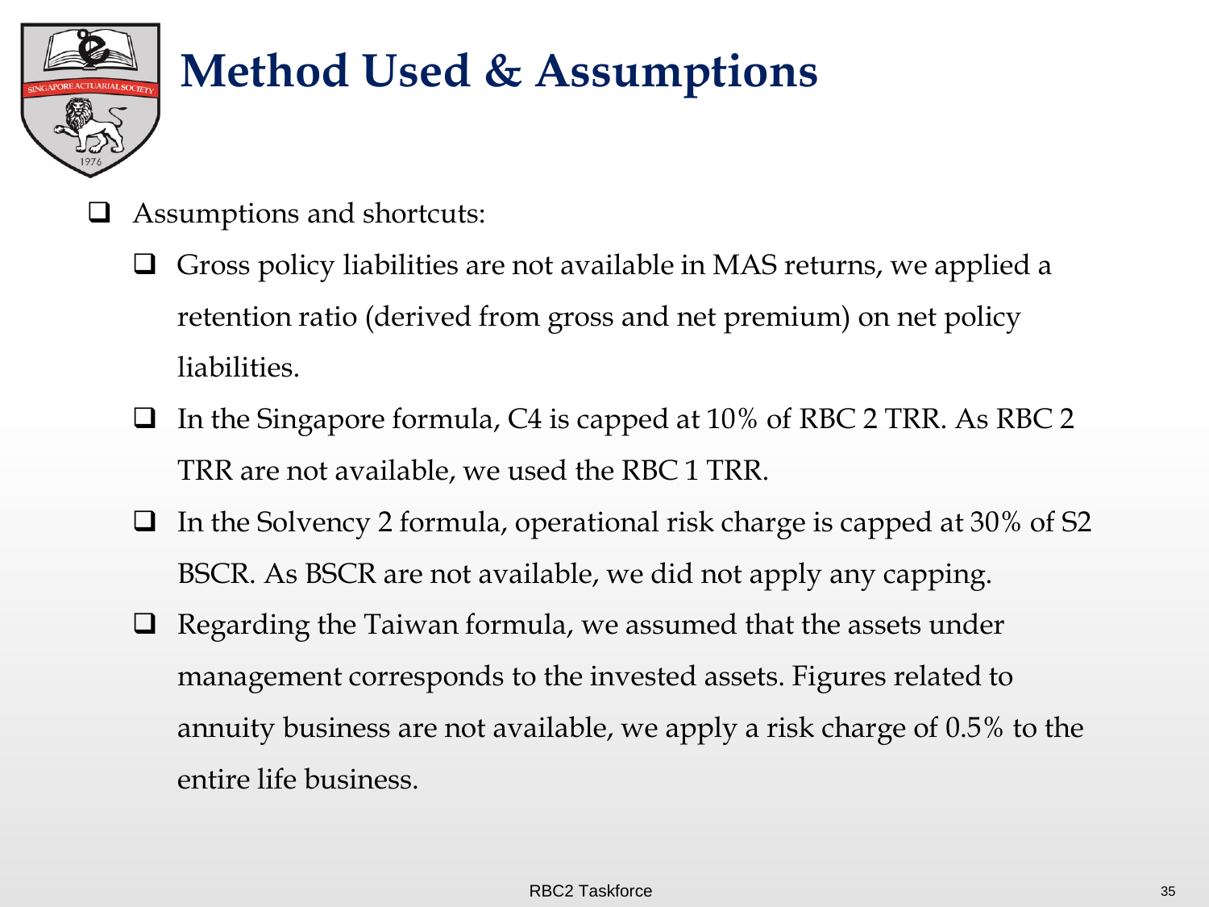# Method Used & Assumptions

- Assumptions and shortcuts:
  - Gross policy liabilities are not available in MAS returns, we applied a retention ratio (derived from gross and net premium) on net policy liabilities.
  - In the Singapore formula, C4 is capped at 10% of RBC 2 TRR. As RBC 2 TRR are not available, we used the RBC 1 TRR.
  - In the Solvency 2 formula, operational risk charge is capped at 30% of S2 BSCR. As BSCR are not available, we did not apply any capping.
  - Regarding the Taiwan formula, we assumed that the assets under management corresponds to the invested assets. Figures related to annuity business are not available, we apply a risk charge of 0.5% to the entire life business.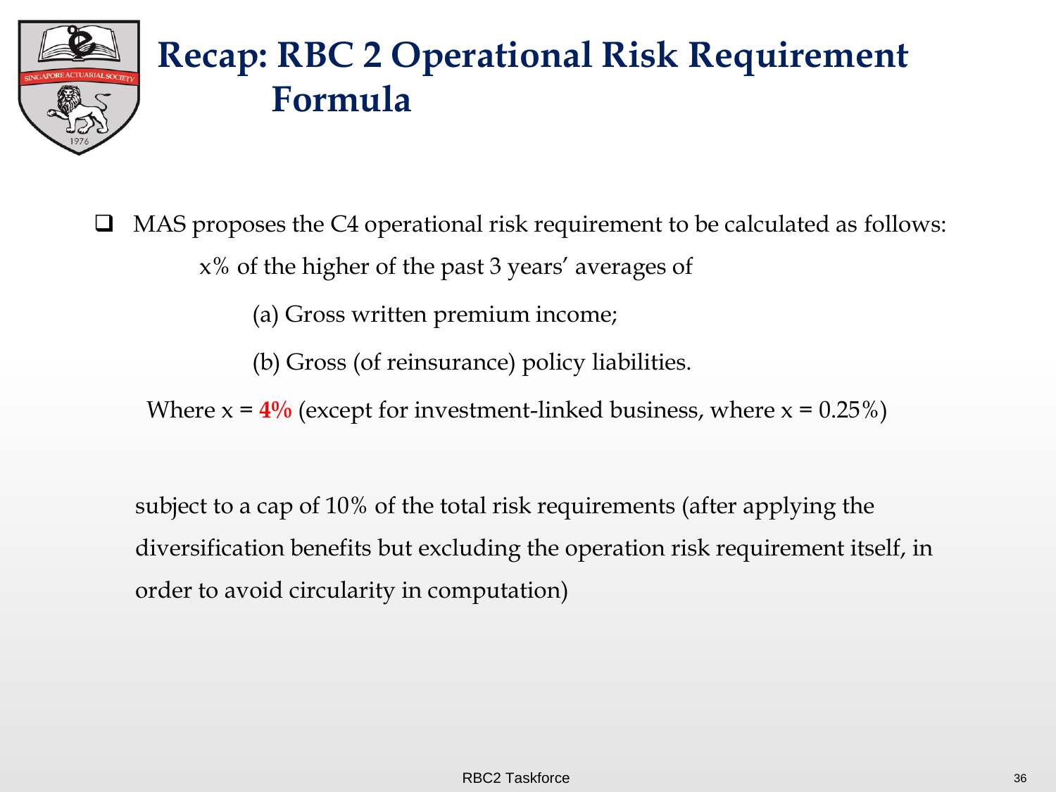# Recap: RBC 2 Operational Risk Requirement Formula

- MAS proposes the C4 operational risk requirement to be calculated as follows:

  x% of the higher of the past 3 years' averages of

  (a) Gross written premium income;

  (b) Gross (of reinsurance) policy liabilities.

  Where x = **4%** (except for investment-linked business, where x = 0.25%)

  subject to a cap of 10% of the total risk requirements (after applying the diversification benefits but excluding the operation risk requirement itself, in order to avoid circularity in computation)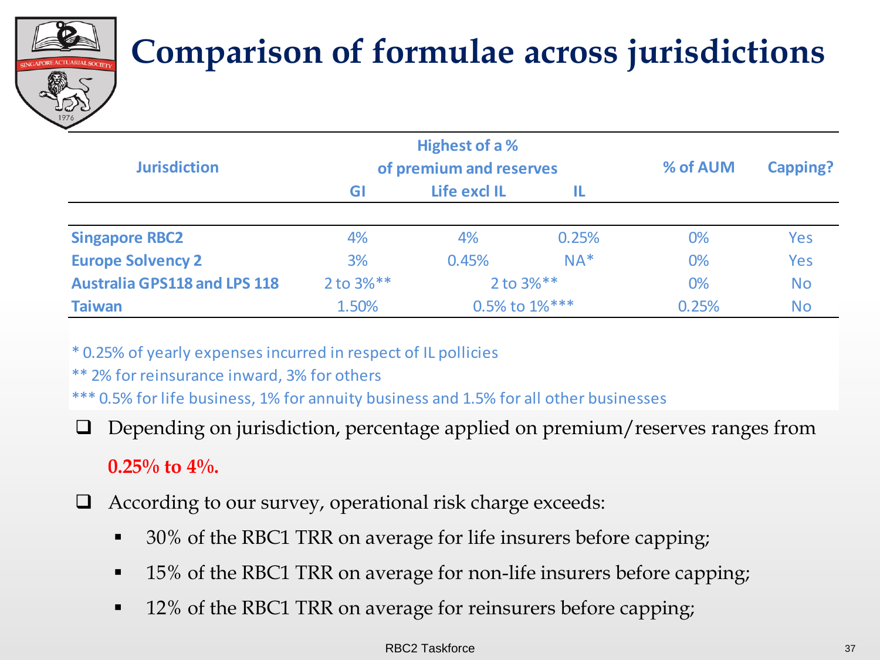# Comparison of formulae across jurisdictions

| Jurisdiction | Highest of a % of premium and reserves | | | % of AUM | Capping? |
|---|---|---|---|---|---|
| | GI | Life excl IL | IL | | |
| Singapore RBC2 | 4% | 4% | 0.25% | 0% | Yes |
| Europe Solvency 2 | 3% | 0.45% | NA* | 0% | Yes |
| Australia GPS118 and LPS 118 | 2 to 3%** | 2 to 3%** | | 0% | No |
| Taiwan | 1.50% | 0.5% to 1%*** | | 0.25% | No |

* 0.25% of yearly expenses incurred in respect of IL pollicies

** 2% for reinsurance inward, 3% for others

*** 0.5% for life business, 1% for annuity business and 1.5% for all other businesses

- Depending on jurisdiction, percentage applied on premium/reserves ranges from **0.25% to 4%.**
- According to our survey, operational risk charge exceeds:
  - 30% of the RBC1 TRR on average for life insurers before capping;
  - 15% of the RBC1 TRR on average for non-life insurers before capping;
  - 12% of the RBC1 TRR on average for reinsurers before capping;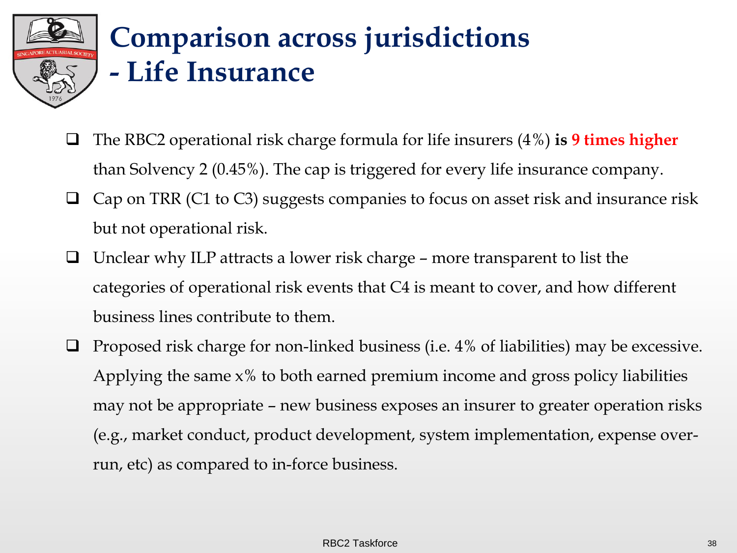# Comparison across jurisdictions - Life Insurance

- The RBC2 operational risk charge formula for life insurers (4%) **is 9 times higher** than Solvency 2 (0.45%). The cap is triggered for every life insurance company.
- Cap on TRR (C1 to C3) suggests companies to focus on asset risk and insurance risk but not operational risk.
- Unclear why ILP attracts a lower risk charge – more transparent to list the categories of operational risk events that C4 is meant to cover, and how different business lines contribute to them.
- Proposed risk charge for non-linked business (i.e. 4% of liabilities) may be excessive. Applying the same x% to both earned premium income and gross policy liabilities may not be appropriate – new business exposes an insurer to greater operation risks (e.g., market conduct, product development, system implementation, expense over-run, etc) as compared to in-force business.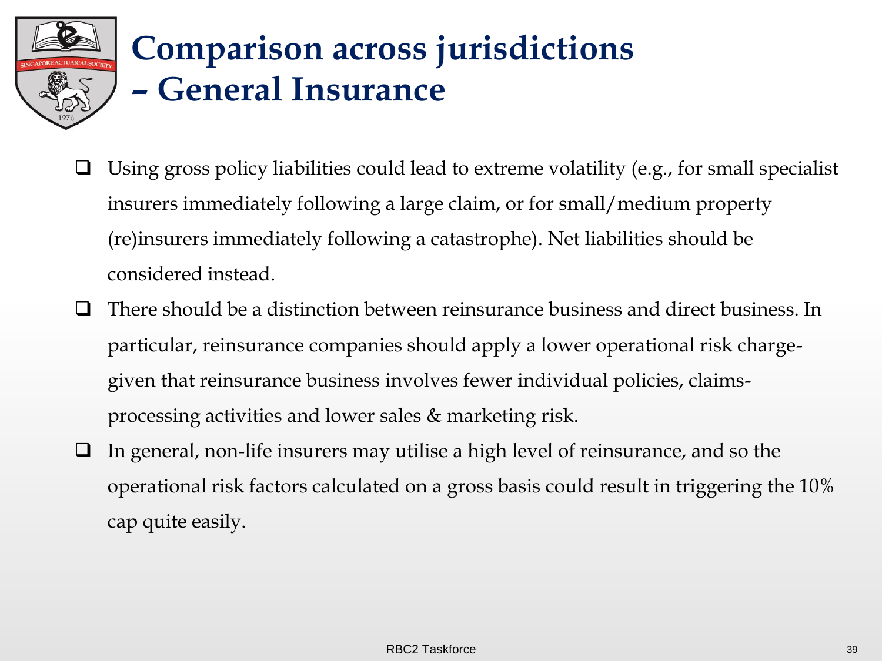# Comparison across jurisdictions – General Insurance

- Using gross policy liabilities could lead to extreme volatility (e.g., for small specialist insurers immediately following a large claim, or for small/medium property (re)insurers immediately following a catastrophe). Net liabilities should be considered instead.
- There should be a distinction between reinsurance business and direct business. In particular, reinsurance companies should apply a lower operational risk charge- given that reinsurance business involves fewer individual policies, claims-processing activities and lower sales & marketing risk.
- In general, non-life insurers may utilise a high level of reinsurance, and so the operational risk factors calculated on a gross basis could result in triggering the 10% cap quite easily.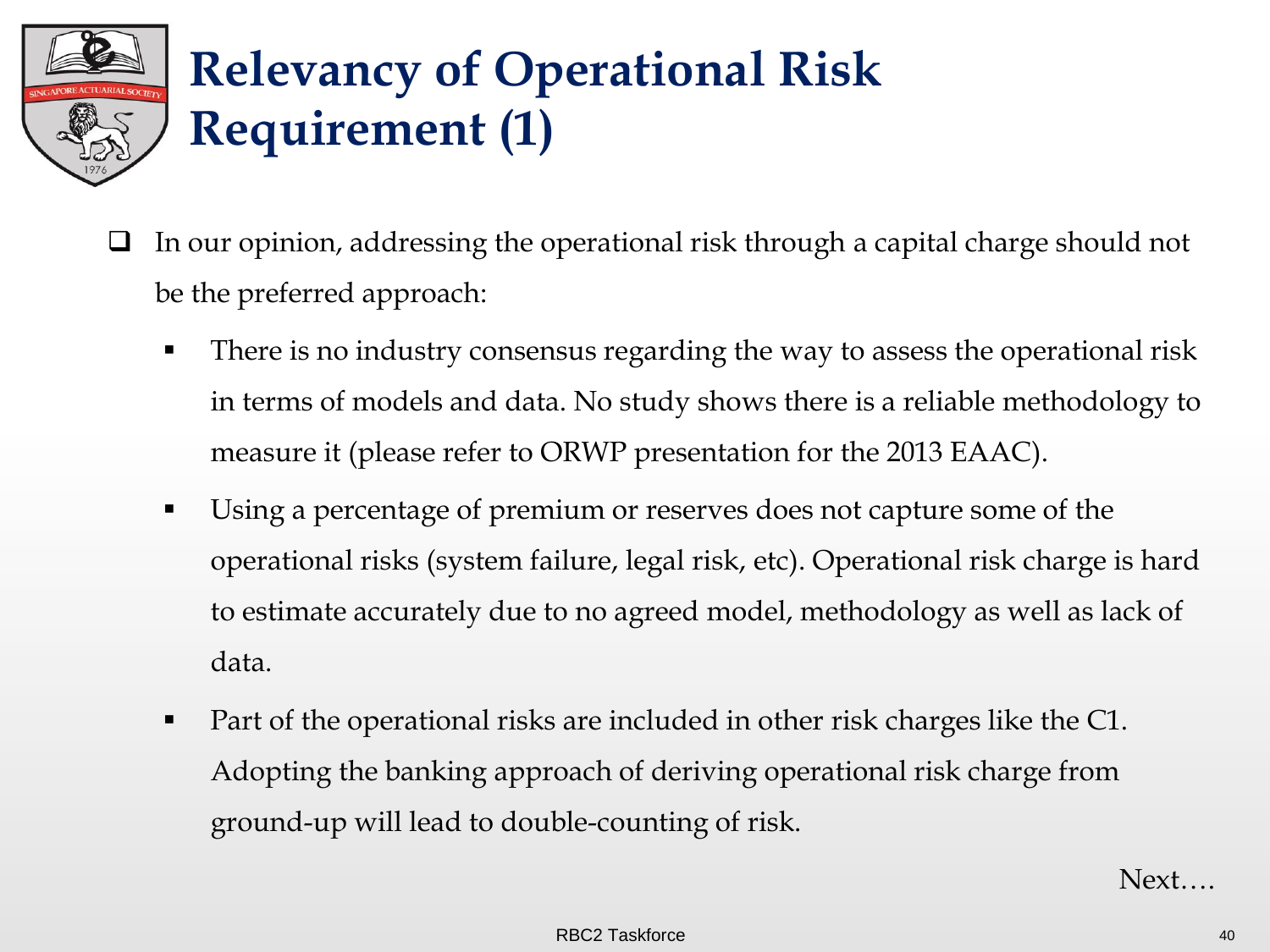# Relevancy of Operational Risk Requirement (1)

- In our opinion, addressing the operational risk through a capital charge should not be the preferred approach:
  - There is no industry consensus regarding the way to assess the operational risk in terms of models and data. No study shows there is a reliable methodology to measure it (please refer to ORWP presentation for the 2013 EAAC).
  - Using a percentage of premium or reserves does not capture some of the operational risks (system failure, legal risk, etc). Operational risk charge is hard to estimate accurately due to no agreed model, methodology as well as lack of data.
  - Part of the operational risks are included in other risk charges like the C1. Adopting the banking approach of deriving operational risk charge from ground-up will lead to double-counting of risk.

Next….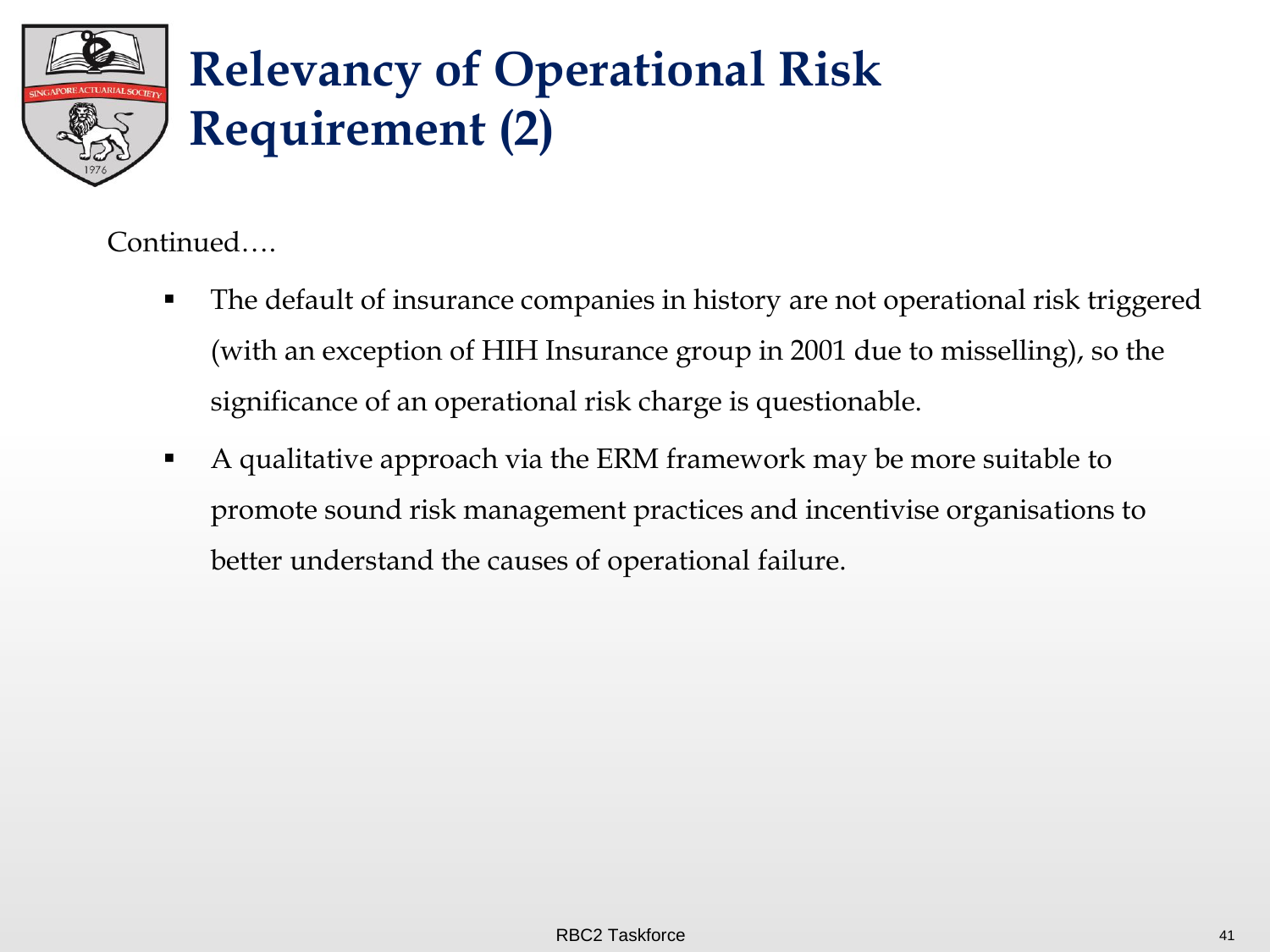# Relevancy of Operational Risk Requirement (2)

Continued….

- The default of insurance companies in history are not operational risk triggered (with an exception of HIH Insurance group in 2001 due to misselling), so the significance of an operational risk charge is questionable.
- A qualitative approach via the ERM framework may be more suitable to promote sound risk management practices and incentivise organisations to better understand the causes of operational failure.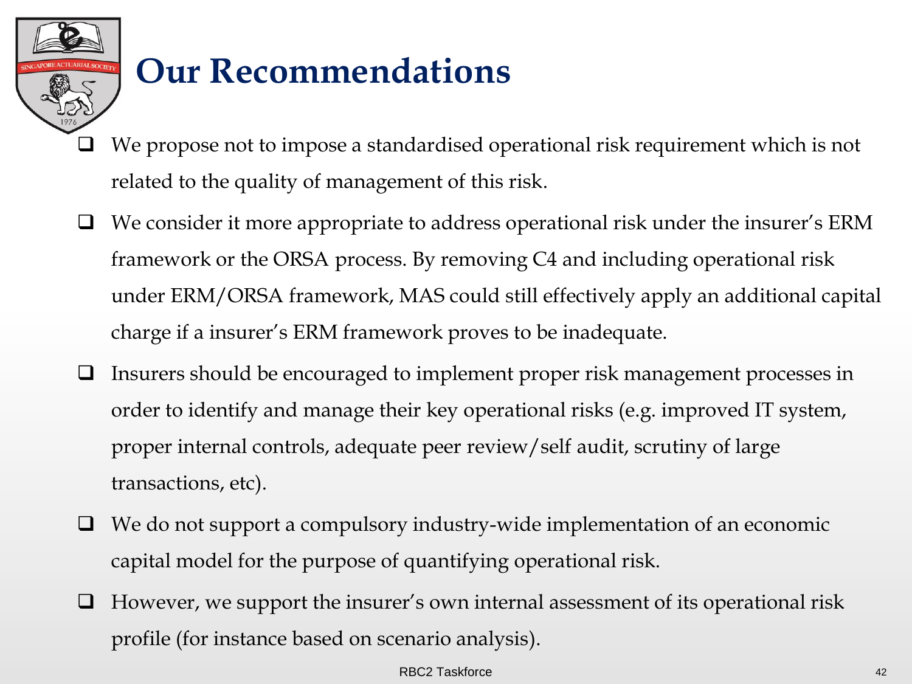# Our Recommendations

- We propose not to impose a standardised operational risk requirement which is not related to the quality of management of this risk.
- We consider it more appropriate to address operational risk under the insurer's ERM framework or the ORSA process. By removing C4 and including operational risk under ERM/ORSA framework, MAS could still effectively apply an additional capital charge if a insurer's ERM framework proves to be inadequate.
- Insurers should be encouraged to implement proper risk management processes in order to identify and manage their key operational risks (e.g. improved IT system, proper internal controls, adequate peer review/self audit, scrutiny of large transactions, etc).
- We do not support a compulsory industry-wide implementation of an economic capital model for the purpose of quantifying operational risk.
- However, we support the insurer's own internal assessment of its operational risk profile (for instance based on scenario analysis).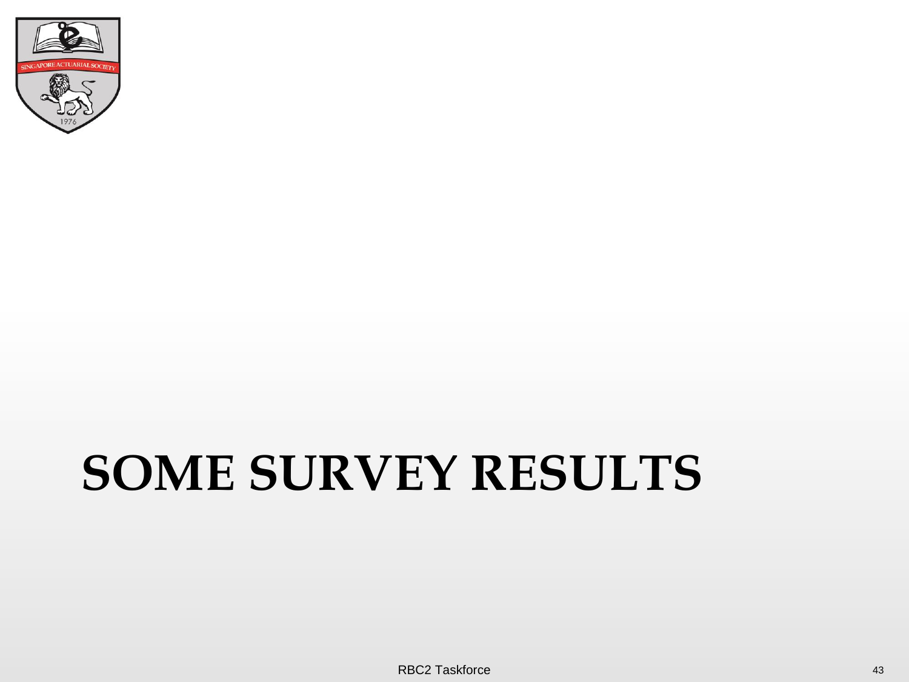# SOME SURVEY RESULTS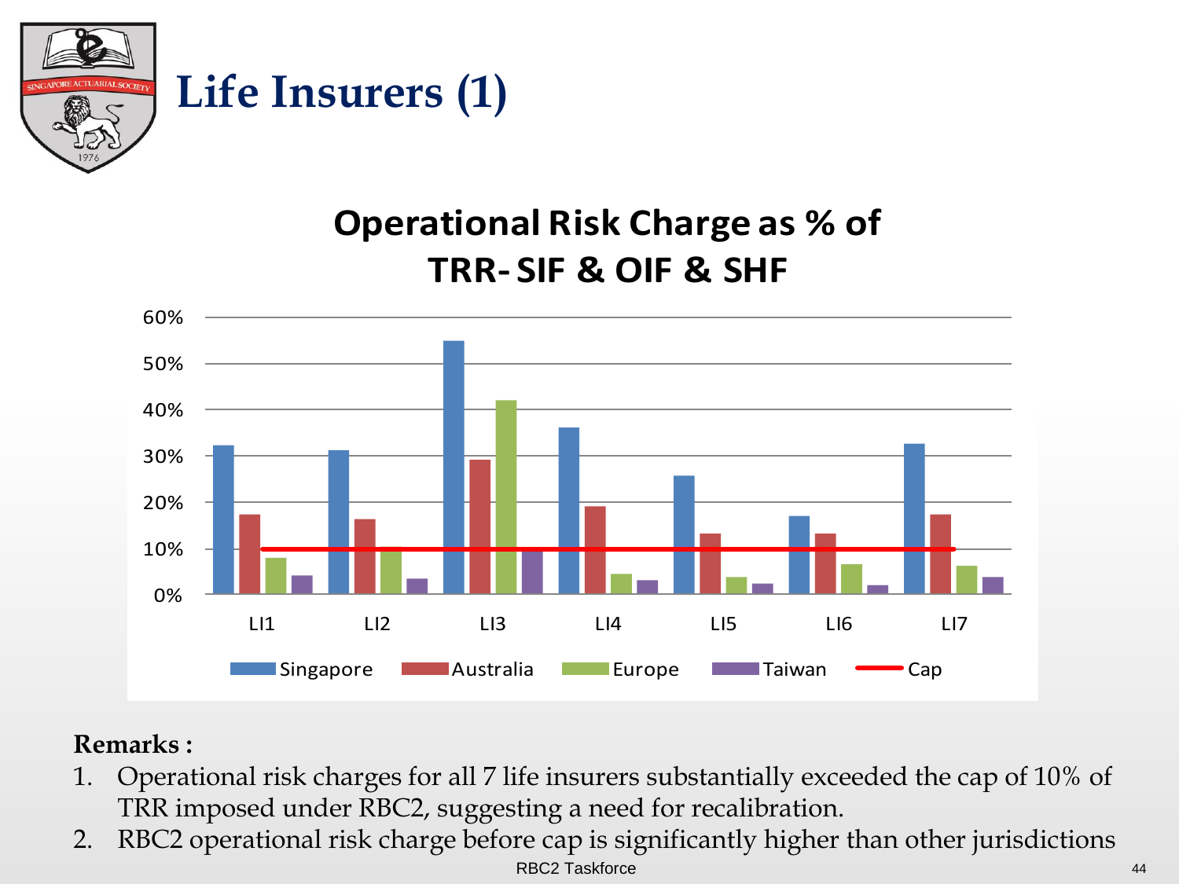# Life Insurers (1)

**Operational Risk Charge as % of TRR- SIF & OIF & SHF**

60%
50%
40%
30%
20%
10%
0%

LI1 LI2 LI3 LI4 LI5 LI6 LI7

Singapore Australia Europe Taiwan Cap

**Remarks :**

1. Operational risk charges for all 7 life insurers substantially exceeded the cap of 10% of TRR imposed under RBC2, suggesting a need for recalibration.
2. RBC2 operational risk charge before cap is significantly higher than other jurisdictions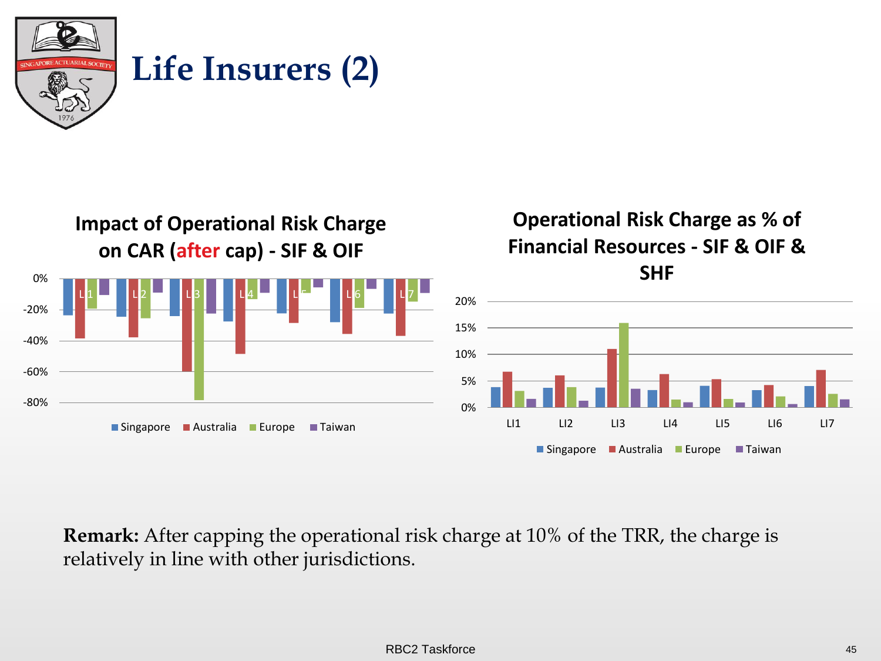# Life Insurers (2)

**Impact of Operational Risk Charge on CAR (after cap) - SIF & OIF**

0%
-20%
-40%
-60%
-80%

LI1 LI2 LI3 LI4 LI5 LI6 LI7

Singapore Australia Europe Taiwan

**Operational Risk Charge as % of Financial Resources - SIF & OIF & SHF**

20%
15%
10%
5%
0%

LI1 LI2 LI3 LI4 LI5 LI6 LI7

Singapore Australia Europe Taiwan

**Remark:** After capping the operational risk charge at 10% of the TRR, the charge is relatively in line with other jurisdictions.

RBC2 Taskforce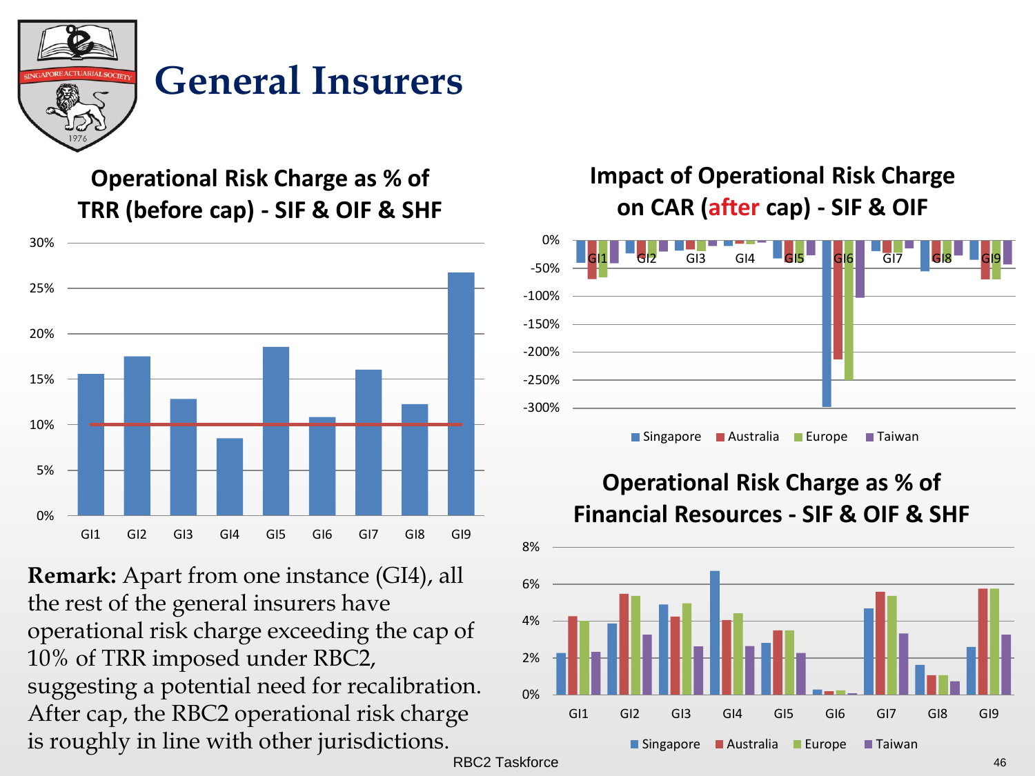# General Insurers

## Operational Risk Charge as % of TRR (before cap) - SIF & OIF & SHF

30%
25%
20%
15%
10%
5%
0%

GI1 GI2 GI3 GI4 GI5 GI6 GI7 GI8 GI9

**Remark:** Apart from one instance (GI4), all the rest of the general insurers have operational risk charge exceeding the cap of 10% of TRR imposed under RBC2, suggesting a potential need for recalibration. After cap, the RBC2 operational risk charge is roughly in line with other jurisdictions.

## Impact of Operational Risk Charge on CAR (after cap) - SIF & OIF

0%
-50%
-100%
-150%
-200%
-250%
-300%

GI1 GI2 GI3 GI4 GI5 GI6 GI7 GI8 GI9

Singapore Australia Europe Taiwan

## Operational Risk Charge as % of Financial Resources - SIF & OIF & SHF

8%
6%
4%
2%
0%

GI1 GI2 GI3 GI4 GI5 GI6 GI7 GI8 GI9

Singapore Australia Europe Taiwan

RBC2 Taskforce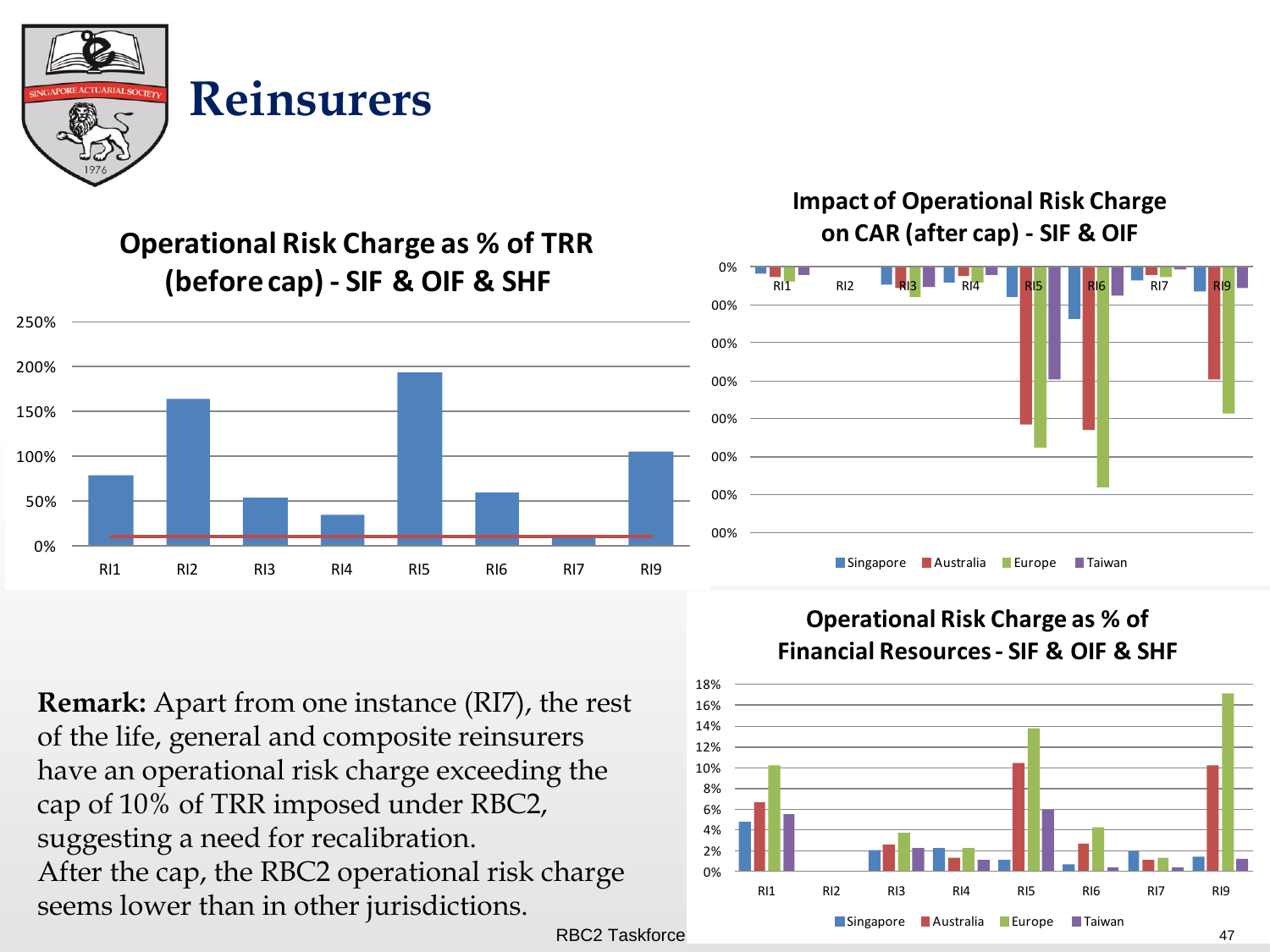# Reinsurers

**Operational Risk Charge as % of TRR (before cap) - SIF & OIF & SHF**

250%
200%
150%
100%
50%
0%

RI1 RI2 RI3 RI4 RI5 RI6 RI7 RI9

**Impact of Operational Risk Charge on CAR (after cap) - SIF & OIF**

0%
00%
00%
00%
00%
00%
00%
00%

RI1 RI2 RI3 RI4 RI5 RI6 RI7 RI9

Singapore Australia Europe Taiwan

**Remark:** Apart from one instance (RI7), the rest of the life, general and composite reinsurers have an operational risk charge exceeding the cap of 10% of TRR imposed under RBC2, suggesting a need for recalibration.
After the cap, the RBC2 operational risk charge seems lower than in other jurisdictions.

**Operational Risk Charge as % of Financial Resources - SIF & OIF & SHF**

18%
16%
14%
12%
10%
8%
6%
4%
2%
0%

RI1 RI2 RI3 RI4 RI5 RI6 RI7 RI9

Singapore Australia Europe Taiwan

RBC2 Taskforce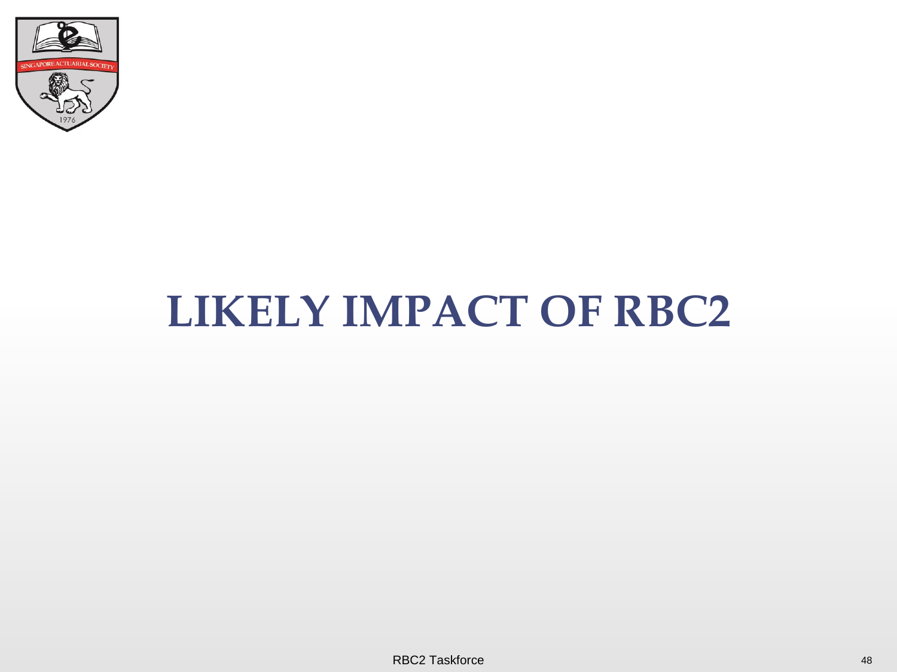# LIKELY IMPACT OF RBC2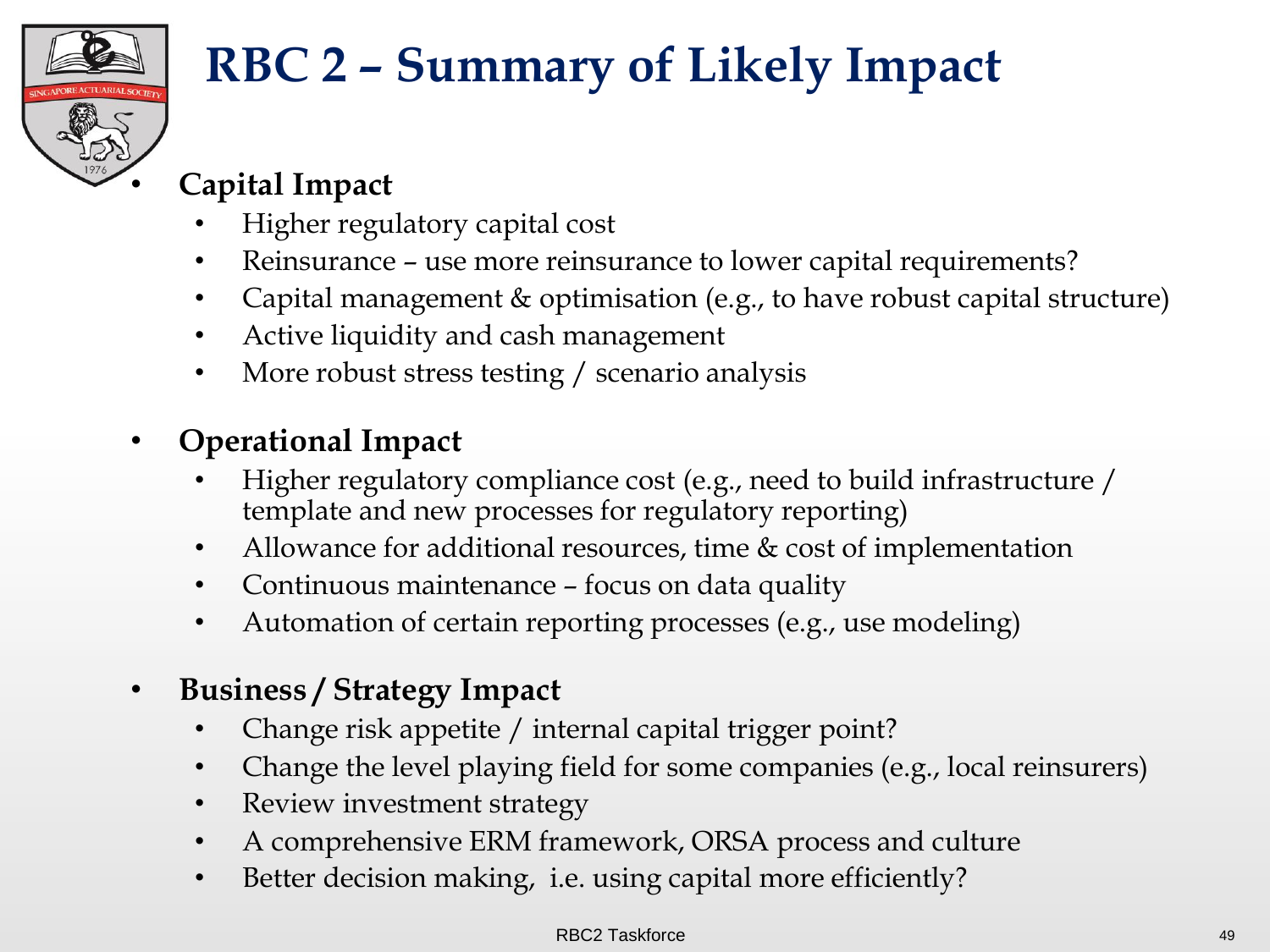# RBC 2 – Summary of Likely Impact

- **Capital Impact**
  - Higher regulatory capital cost
  - Reinsurance – use more reinsurance to lower capital requirements?
  - Capital management & optimisation (e.g., to have robust capital structure)
  - Active liquidity and cash management
  - More robust stress testing / scenario analysis

- **Operational Impact**
  - Higher regulatory compliance cost (e.g., need to build infrastructure / template and new processes for regulatory reporting)
  - Allowance for additional resources, time & cost of implementation
  - Continuous maintenance – focus on data quality
  - Automation of certain reporting processes (e.g., use modeling)

- **Business / Strategy Impact**
  - Change risk appetite / internal capital trigger point?
  - Change the level playing field for some companies (e.g., local reinsurers)
  - Review investment strategy
  - A comprehensive ERM framework, ORSA process and culture
  - Better decision making, i.e. using capital more efficiently?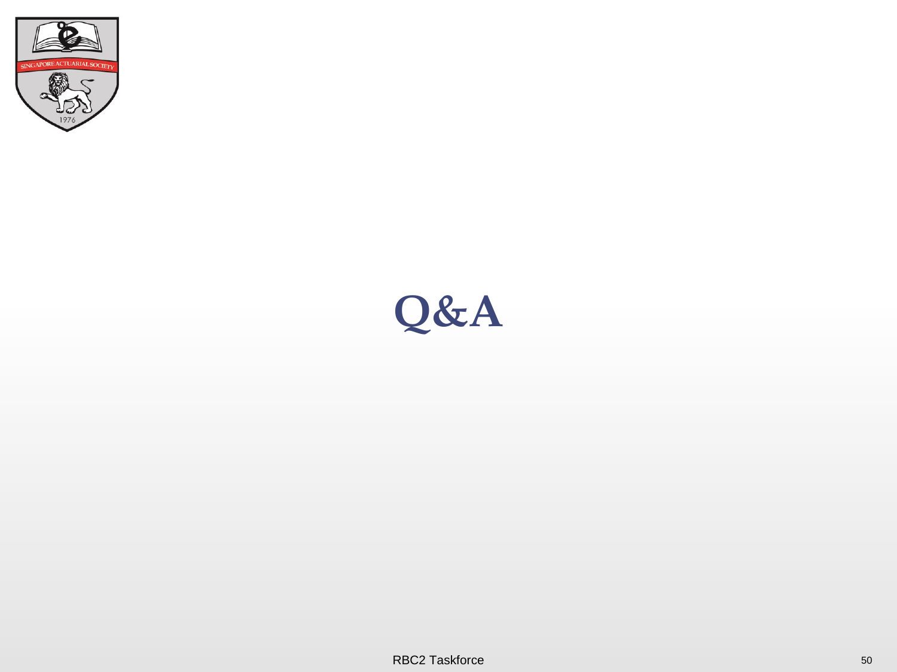# Q&A